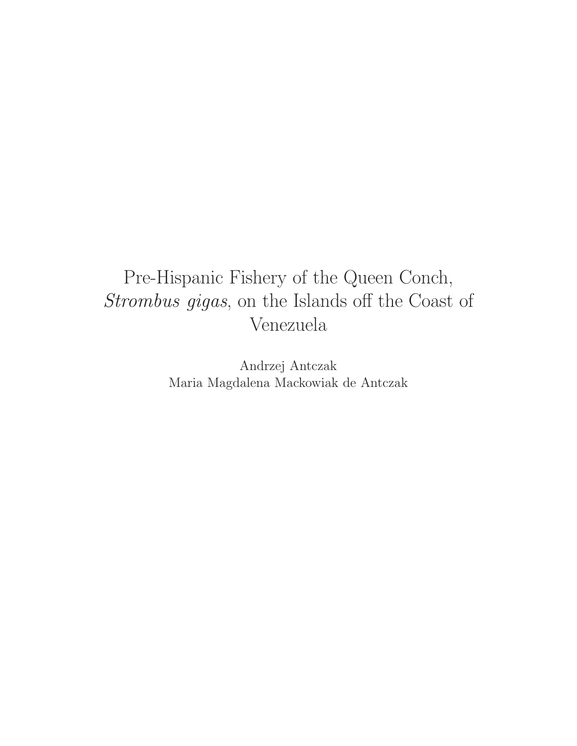# Pre-Hispanic Fishery of the Queen Conch, *Strombus gigas*, on the Islands off the Coast of Venezuela

Andrzej Antczak

Maria Magdalena Mackowiak de Antczak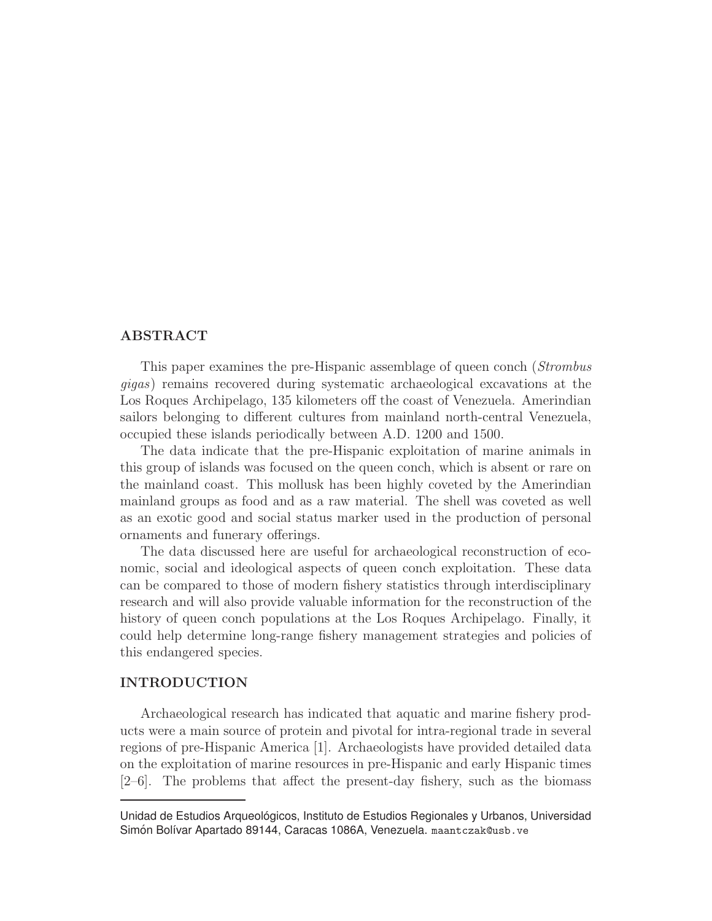## ABSTRACT

This paper examines the pre-Hispanic assemblage of queen conch (*Strombus gigas*) remains recovered during systematic archaeological excavations at the Los Roques Archipelago, 135 kilometers off the coast of Venezuela. Amerindian sailors belonging to different cultures from mainland north-central Venezuela, occupied these islands periodically between A.D. 1200 and 1500.

The data indicate that the pre-Hispanic exploitation of marine animals in this group of islands was focused on the queen conch, which is absent or rare on the mainland coast. This mollusk has been highly coveted by the Amerindian mainland groups as food and as a raw material. The shell was coveted as well as an exotic good and social status marker used in the production of personal ornaments and funerary offerings.

The data discussed here are useful for archaeological reconstruction of economic, social and ideological aspects of queen conch exploitation. These data can be compared to those of modern fishery statistics through interdisciplinary research and will also provide valuable information for the reconstruction of the history of queen conch populations at the Los Roques Archipelago. Finally, it could help determine long-range fishery management strategies and policies of this endangered species.

## INTRODUCTION

Archaeological research has indicated that aquatic and marine fishery products were a main source of protein and pivotal for intra-regional trade in several regions of pre-Hispanic America [1]. Archaeologists have provided detailed data on the exploitation of marine resources in pre-Hispanic and early Hispanic times [2–6]. The problems that affect the present-day fishery, such as the biomass

Unidad de Estudios Arqueológicos, Instituto de Estudios Regionales y Urbanos, Universidad Simón Bolívar Apartado 89144, Caracas 1086A, Venezuela. maantczak@usb.ve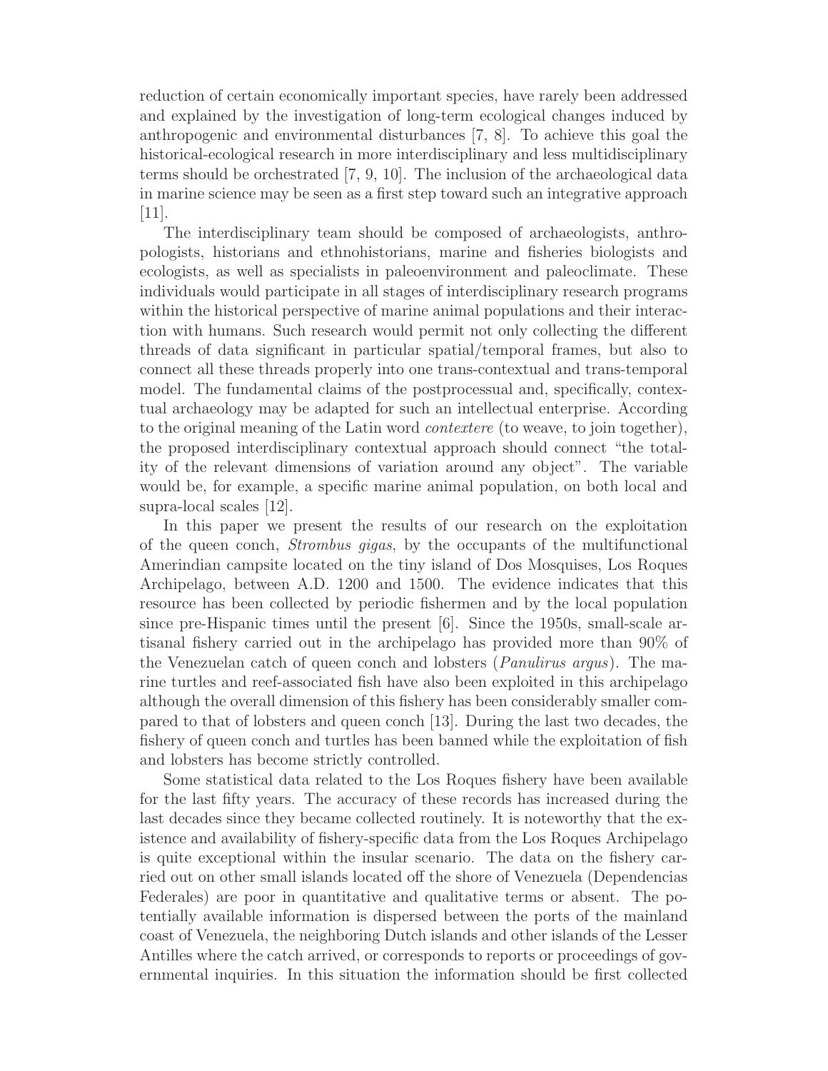reduction of certain economically important species, have rarely been addressed and explained by the investigation of long-term ecological changes induced by anthropogenic and environmental disturbances [7, 8]. To achieve this goal the historical-ecological research in more interdisciplinary and less multidisciplinary terms should be orchestrated [7, 9, 10]. The inclusion of the archaeological data in marine science may be seen as a first step toward such an integrative approach [11].

The interdisciplinary team should be composed of archaeologists, anthropologists, historians and ethnohistorians, marine and fisheries biologists and ecologists, as well as specialists in paleoenvironment and paleoclimate. These individuals would participate in all stages of interdisciplinary research programs within the historical perspective of marine animal populations and their interaction with humans. Such research would permit not only collecting the different threads of data significant in particular spatial/temporal frames, but also to connect all these threads properly into one trans-contextual and trans-temporal model. The fundamental claims of the postprocessual and, specifically, contextual archaeology may be adapted for such an intellectual enterprise. According to the original meaning of the Latin word *contextere* (to weave, to join together), the proposed interdisciplinary contextual approach should connect "the totality of the relevant dimensions of variation around any object". The variable would be, for example, a specific marine animal population, on both local and supra-local scales [12].

In this paper we present the results of our research on the exploitation of the queen conch, *Strombus gigas*, by the occupants of the multifunctional Amerindian campsite located on the tiny island of Dos Mosquises, Los Roques Archipelago, between A.D. 1200 and 1500. The evidence indicates that this resource has been collected by periodic fishermen and by the local population since pre-Hispanic times until the present [6]. Since the 1950s, small-scale artisanal fishery carried out in the archipelago has provided more than 90% of the Venezuelan catch of queen conch and lobsters (*Panulirus argus*). The marine turtles and reef-associated fish have also been exploited in this archipelago although the overall dimension of this fishery has been considerably smaller compared to that of lobsters and queen conch [13]. During the last two decades, the fishery of queen conch and turtles has been banned while the exploitation of fish and lobsters has become strictly controlled.

Some statistical data related to the Los Roques fishery have been available for the last fifty years. The accuracy of these records has increased during the last decades since they became collected routinely. It is noteworthy that the existence and availability of fishery-specific data from the Los Roques Archipelago is quite exceptional within the insular scenario. The data on the fishery carried out on other small islands located off the shore of Venezuela (Dependencias Federales) are poor in quantitative and qualitative terms or absent. The potentially available information is dispersed between the ports of the mainland coast of Venezuela, the neighboring Dutch islands and other islands of the Lesser Antilles where the catch arrived, or corresponds to reports or proceedings of governmental inquiries. In this situation the information should be first collected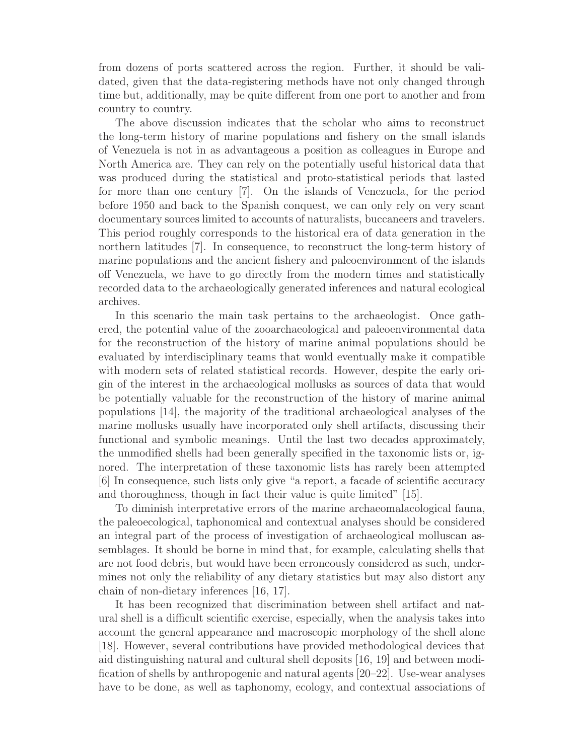from dozens of ports scattered across the region. Further, it should be validated, given that the data-registering methods have not only changed through time but, additionally, may be quite different from one port to another and from country to country.

The above discussion indicates that the scholar who aims to reconstruct the long-term history of marine populations and fishery on the small islands of Venezuela is not in as advantageous a position as colleagues in Europe and North America are. They can rely on the potentially useful historical data that was produced during the statistical and proto-statistical periods that lasted for more than one century [7]. On the islands of Venezuela, for the period before 1950 and back to the Spanish conquest, we can only rely on very scant documentary sources limited to accounts of naturalists, buccaneers and travelers. This period roughly corresponds to the historical era of data generation in the northern latitudes [7]. In consequence, to reconstruct the long-term history of marine populations and the ancient fishery and paleoenvironment of the islands off Venezuela, we have to go directly from the modern times and statistically recorded data to the archaeologically generated inferences and natural ecological archives.

In this scenario the main task pertains to the archaeologist. Once gathered, the potential value of the zooarchaeological and paleoenvironmental data for the reconstruction of the history of marine animal populations should be evaluated by interdisciplinary teams that would eventually make it compatible with modern sets of related statistical records. However, despite the early origin of the interest in the archaeological mollusks as sources of data that would be potentially valuable for the reconstruction of the history of marine animal populations [14], the majority of the traditional archaeological analyses of the marine mollusks usually have incorporated only shell artifacts, discussing their functional and symbolic meanings. Until the last two decades approximately, the unmodified shells had been generally specified in the taxonomic lists or, ignored. The interpretation of these taxonomic lists has rarely been attempted [6] In consequence, such lists only give "a report, a facade of scientific accuracy and thoroughness, though in fact their value is quite limited" [15].

To diminish interpretative errors of the marine archaeomalacological fauna, the paleoecological, taphonomical and contextual analyses should be considered an integral part of the process of investigation of archaeological molluscan assemblages. It should be borne in mind that, for example, calculating shells that are not food debris, but would have been erroneously considered as such, undermines not only the reliability of any dietary statistics but may also distort any chain of non-dietary inferences [16, 17].

It has been recognized that discrimination between shell artifact and natural shell is a difficult scientific exercise, especially, when the analysis takes into account the general appearance and macroscopic morphology of the shell alone [18]. However, several contributions have provided methodological devices that aid distinguishing natural and cultural shell deposits [16, 19] and between modification of shells by anthropogenic and natural agents [20–22]. Use-wear analyses have to be done, as well as taphonomy, ecology, and contextual associations of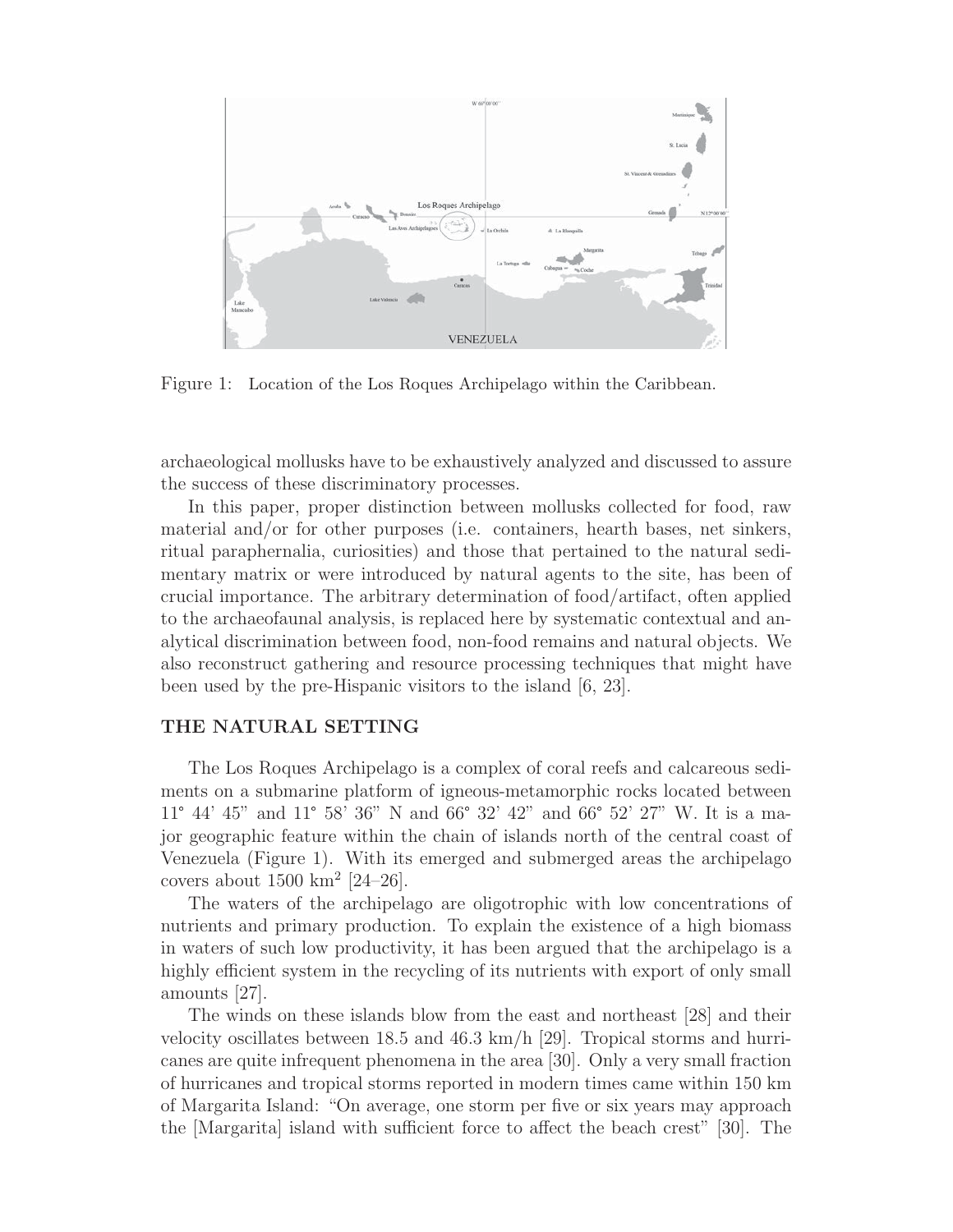Figure 1: Location of the Los Roques Archipelago within the Caribbean.

archaeological mollusks have to be exhaustively analyzed and discussed to assure the success of these discriminatory processes.

In this paper, proper distinction between mollusks collected for food, raw material and/or for other purposes (i.e. containers, hearth bases, net sinkers, ritual paraphernalia, curiosities) and those that pertained to the natural sedimentary matrix or were introduced by natural agents to the site, has been of crucial importance. The arbitrary determination of food/artifact, often applied to the archaeofaunal analysis, is replaced here by systematic contextual and analytical discrimination between food, non-food remains and natural objects. We also reconstruct gathering and resource processing techniques that might have been used by the pre-Hispanic visitors to the island [6, 23].

## THE NATURAL SETTING

The Los Roques Archipelago is a complex of coral reefs and calcareous sediments on a submarine platform of igneous-metamorphic rocks located between 11° 44' 45" and 11° 58' 36" N and 66° 32' 42" and 66° 52' 27" W. It is a major geographic feature within the chain of islands north of the central coast of Venezuela (Figure 1). With its emerged and submerged areas the archipelago covers about 1500 km$^2$ [24–26].

The waters of the archipelago are oligotrophic with low concentrations of nutrients and primary production. To explain the existence of a high biomass in waters of such low productivity, it has been argued that the archipelago is a highly efficient system in the recycling of its nutrients with export of only small amounts [27].

The winds on these islands blow from the east and northeast [28] and their velocity oscillates between 18.5 and 46.3 km/h [29]. Tropical storms and hurricanes are quite infrequent phenomena in the area [30]. Only a very small fraction of hurricanes and tropical storms reported in modern times came within 150 km of Margarita Island: "On average, one storm per five or six years may approach the [Margarita] island with sufficient force to affect the beach crest" [30]. The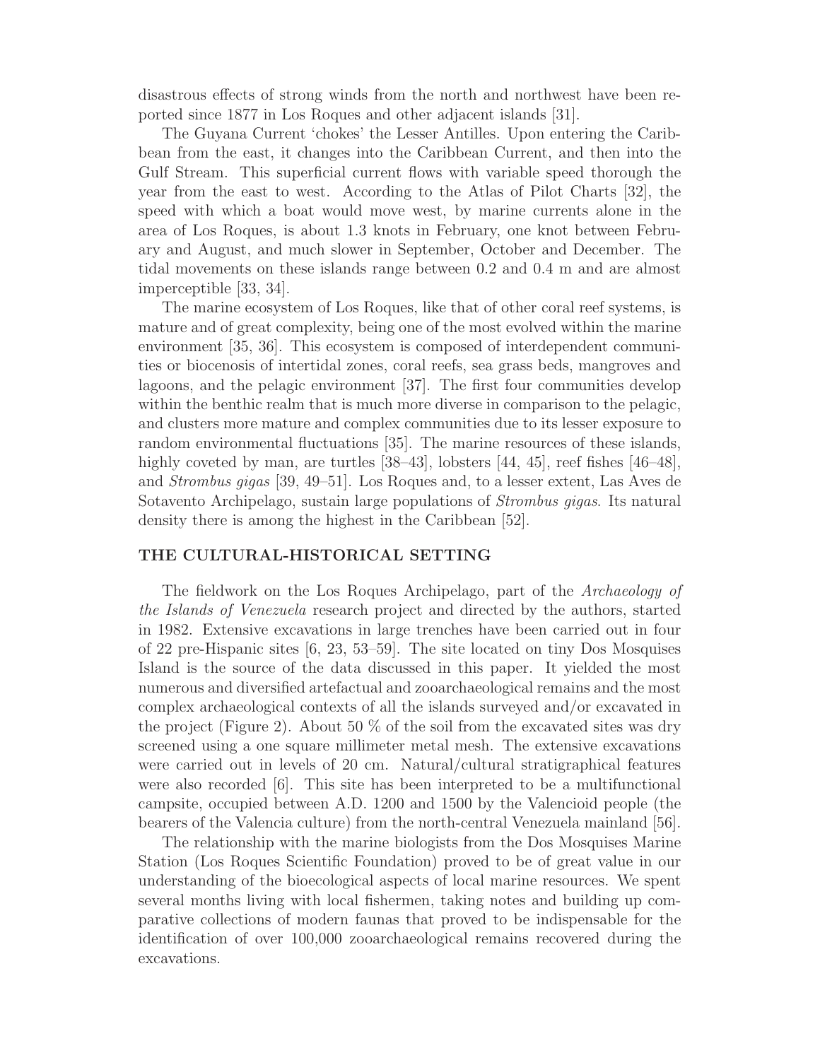disastrous effects of strong winds from the north and northwest have been reported since 1877 in Los Roques and other adjacent islands [31].

The Guyana Current 'chokes' the Lesser Antilles. Upon entering the Caribbean from the east, it changes into the Caribbean Current, and then into the Gulf Stream. This superficial current flows with variable speed thorough the year from the east to west. According to the Atlas of Pilot Charts [32], the speed with which a boat would move west, by marine currents alone in the area of Los Roques, is about 1.3 knots in February, one knot between February and August, and much slower in September, October and December. The tidal movements on these islands range between 0.2 and 0.4 m and are almost imperceptible [33, 34].

The marine ecosystem of Los Roques, like that of other coral reef systems, is mature and of great complexity, being one of the most evolved within the marine environment [35, 36]. This ecosystem is composed of interdependent communities or biocenosis of intertidal zones, coral reefs, sea grass beds, mangroves and lagoons, and the pelagic environment [37]. The first four communities develop within the benthic realm that is much more diverse in comparison to the pelagic, and clusters more mature and complex communities due to its lesser exposure to random environmental fluctuations [35]. The marine resources of these islands, highly coveted by man, are turtles [38–43], lobsters [44, 45], reef fishes [46–48], and *Strombus gigas* [39, 49–51]. Los Roques and, to a lesser extent, Las Aves de Sotavento Archipelago, sustain large populations of *Strombus gigas*. Its natural density there is among the highest in the Caribbean [52].

## THE CULTURAL-HISTORICAL SETTING

The fieldwork on the Los Roques Archipelago, part of the *Archaeology of the Islands of Venezuela* research project and directed by the authors, started in 1982. Extensive excavations in large trenches have been carried out in four of 22 pre-Hispanic sites [6, 23, 53–59]. The site located on tiny Dos Mosquises Island is the source of the data discussed in this paper. It yielded the most numerous and diversified artefactual and zooarchaeological remains and the most complex archaeological contexts of all the islands surveyed and/or excavated in the project (Figure 2). About 50 % of the soil from the excavated sites was dry screened using a one square millimeter metal mesh. The extensive excavations were carried out in levels of 20 cm. Natural/cultural stratigraphical features were also recorded [6]. This site has been interpreted to be a multifunctional campsite, occupied between A.D. 1200 and 1500 by the Valencioid people (the bearers of the Valencia culture) from the north-central Venezuela mainland [56].

The relationship with the marine biologists from the Dos Mosquises Marine Station (Los Roques Scientific Foundation) proved to be of great value in our understanding of the bioecological aspects of local marine resources. We spent several months living with local fishermen, taking notes and building up comparative collections of modern faunas that proved to be indispensable for the identification of over 100,000 zooarchaeological remains recovered during the excavations.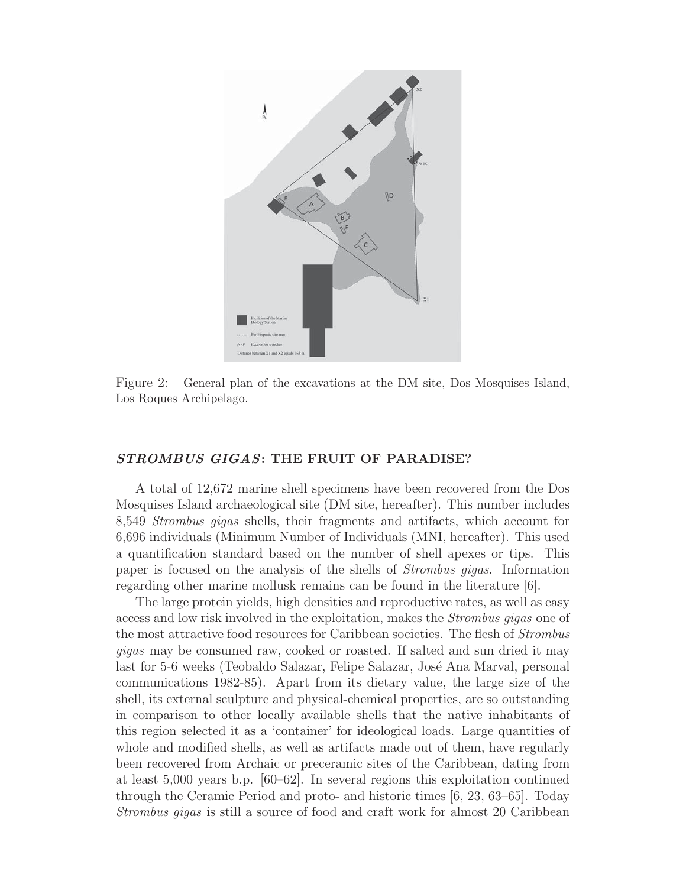Figure 2: General plan of the excavations at the DM site, Dos Mosquises Island, Los Roques Archipelago.

## *STROMBUS GIGAS*: THE FRUIT OF PARADISE?

A total of 12,672 marine shell specimens have been recovered from the Dos Mosquises Island archaeological site (DM site, hereafter). This number includes 8,549 *Strombus gigas* shells, their fragments and artifacts, which account for 6,696 individuals (Minimum Number of Individuals (MNI, hereafter). This used a quantification standard based on the number of shell apexes or tips. This paper is focused on the analysis of the shells of *Strombus gigas*. Information regarding other marine mollusk remains can be found in the literature [6].

The large protein yields, high densities and reproductive rates, as well as easy access and low risk involved in the exploitation, makes the *Strombus gigas* one of the most attractive food resources for Caribbean societies. The flesh of *Strombus gigas* may be consumed raw, cooked or roasted. If salted and sun dried it may last for 5-6 weeks (Teobaldo Salazar, Felipe Salazar, José Ana Marval, personal communications 1982-85). Apart from its dietary value, the large size of the shell, its external sculpture and physical-chemical properties, are so outstanding in comparison to other locally available shells that the native inhabitants of this region selected it as a 'container' for ideological loads. Large quantities of whole and modified shells, as well as artifacts made out of them, have regularly been recovered from Archaic or preceramic sites of the Caribbean, dating from at least 5,000 years b.p. [60–62]. In several regions this exploitation continued through the Ceramic Period and proto- and historic times [6, 23, 63–65]. Today *Strombus gigas* is still a source of food and craft work for almost 20 Caribbean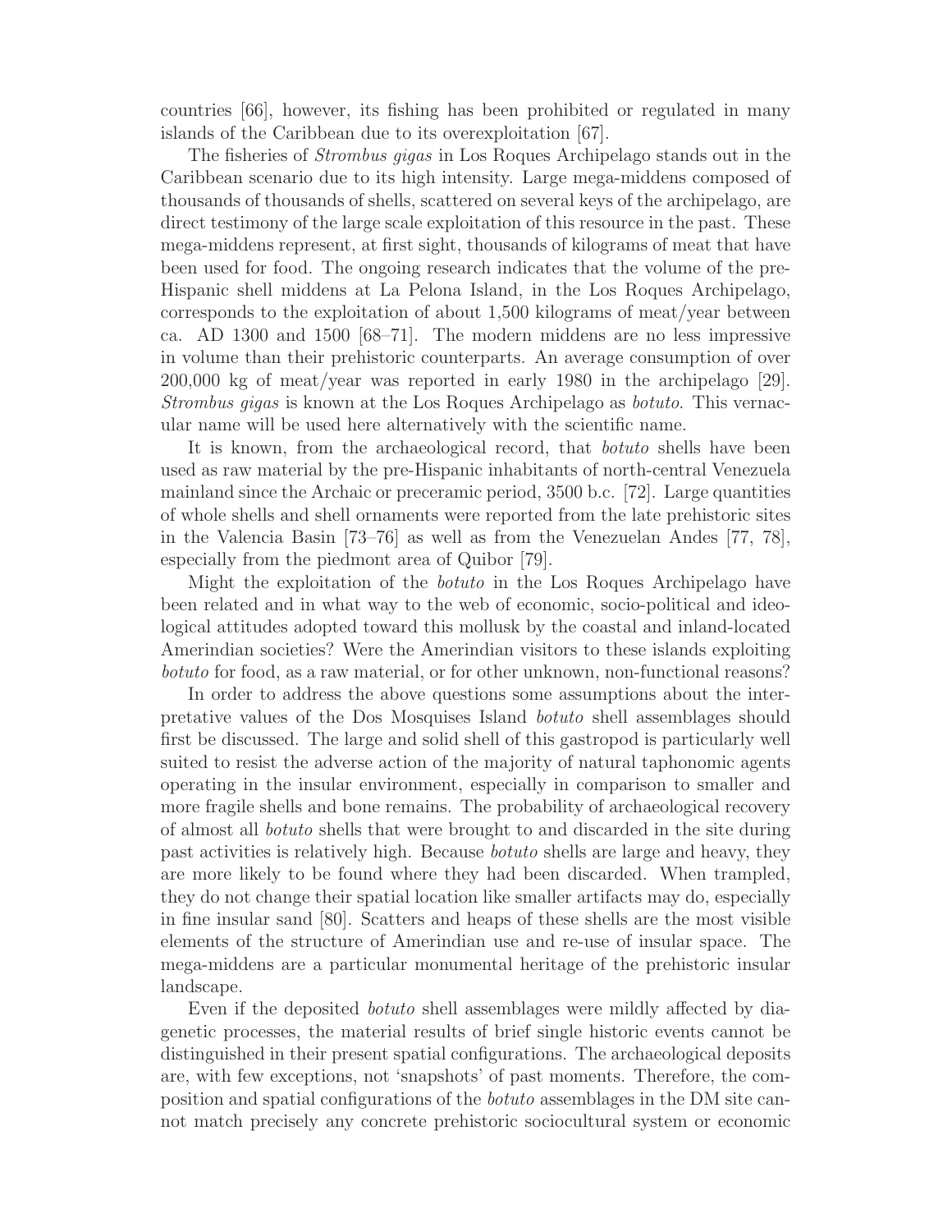countries [66], however, its fishing has been prohibited or regulated in many islands of the Caribbean due to its overexploitation [67].

The fisheries of *Strombus gigas* in Los Roques Archipelago stands out in the Caribbean scenario due to its high intensity. Large mega-middens composed of thousands of thousands of shells, scattered on several keys of the archipelago, are direct testimony of the large scale exploitation of this resource in the past. These mega-middens represent, at first sight, thousands of kilograms of meat that have been used for food. The ongoing research indicates that the volume of the pre-Hispanic shell middens at La Pelona Island, in the Los Roques Archipelago, corresponds to the exploitation of about 1,500 kilograms of meat/year between ca. AD 1300 and 1500 [68–71]. The modern middens are no less impressive in volume than their prehistoric counterparts. An average consumption of over 200,000 kg of meat/year was reported in early 1980 in the archipelago [29]. *Strombus gigas* is known at the Los Roques Archipelago as *botuto*. This vernacular name will be used here alternatively with the scientific name.

It is known, from the archaeological record, that *botuto* shells have been used as raw material by the pre-Hispanic inhabitants of north-central Venezuela mainland since the Archaic or preceramic period, 3500 b.c. [72]. Large quantities of whole shells and shell ornaments were reported from the late prehistoric sites in the Valencia Basin [73–76] as well as from the Venezuelan Andes [77, 78], especially from the piedmont area of Quibor [79].

Might the exploitation of the *botuto* in the Los Roques Archipelago have been related and in what way to the web of economic, socio-political and ideological attitudes adopted toward this mollusk by the coastal and inland-located Amerindian societies? Were the Amerindian visitors to these islands exploiting *botuto* for food, as a raw material, or for other unknown, non-functional reasons?

In order to address the above questions some assumptions about the interpretative values of the Dos Mosquises Island *botuto* shell assemblages should first be discussed. The large and solid shell of this gastropod is particularly well suited to resist the adverse action of the majority of natural taphonomic agents operating in the insular environment, especially in comparison to smaller and more fragile shells and bone remains. The probability of archaeological recovery of almost all *botuto* shells that were brought to and discarded in the site during past activities is relatively high. Because *botuto* shells are large and heavy, they are more likely to be found where they had been discarded. When trampled, they do not change their spatial location like smaller artifacts may do, especially in fine insular sand [80]. Scatters and heaps of these shells are the most visible elements of the structure of Amerindian use and re-use of insular space. The mega-middens are a particular monumental heritage of the prehistoric insular landscape.

Even if the deposited *botuto* shell assemblages were mildly affected by diagenetic processes, the material results of brief single historic events cannot be distinguished in their present spatial configurations. The archaeological deposits are, with few exceptions, not 'snapshots' of past moments. Therefore, the composition and spatial configurations of the *botuto* assemblages in the DM site cannot match precisely any concrete prehistoric sociocultural system or economic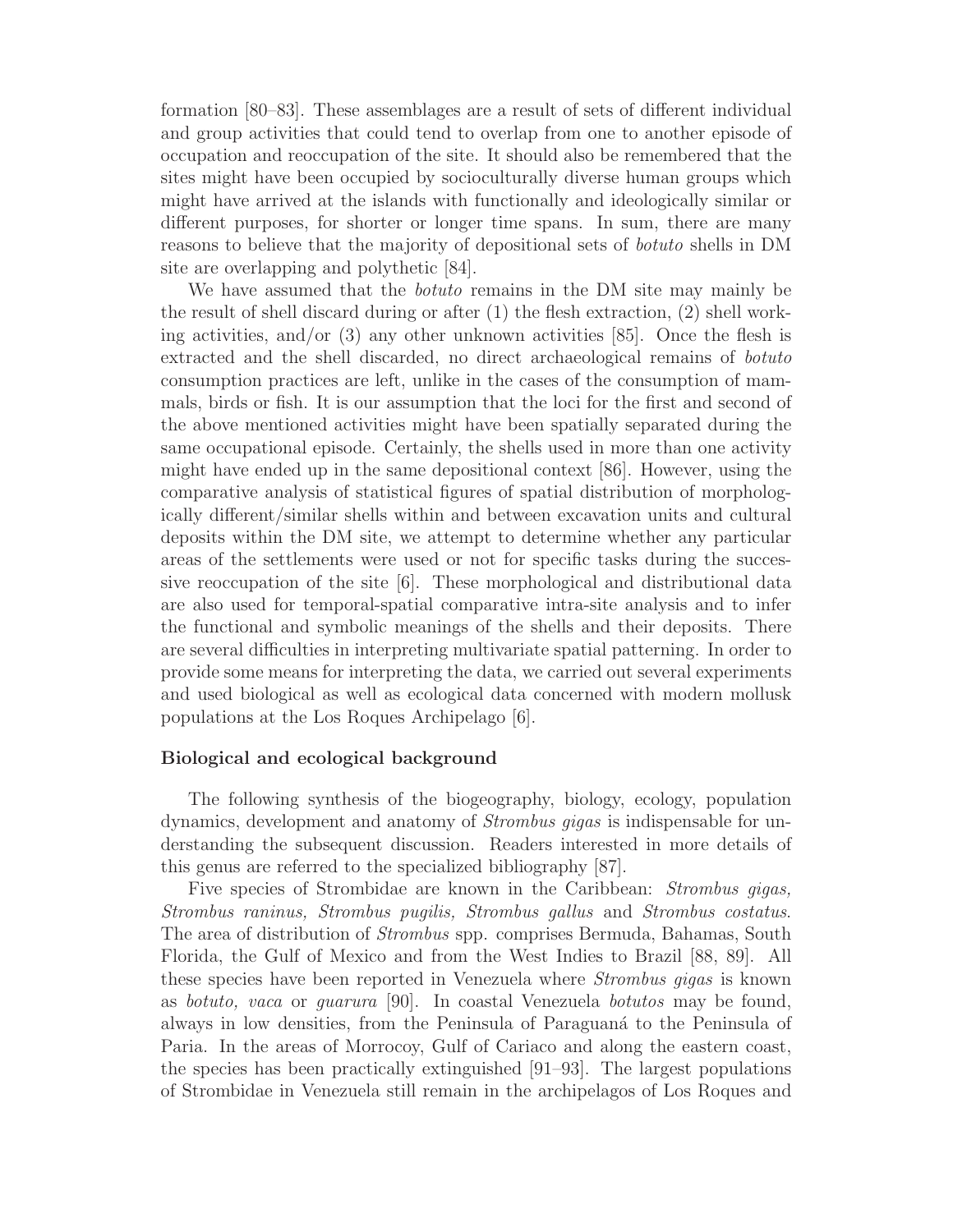formation [80–83]. These assemblages are a result of sets of different individual and group activities that could tend to overlap from one to another episode of occupation and reoccupation of the site. It should also be remembered that the sites might have been occupied by socioculturally diverse human groups which might have arrived at the islands with functionally and ideologically similar or different purposes, for shorter or longer time spans. In sum, there are many reasons to believe that the majority of depositional sets of *botuto* shells in DM site are overlapping and polythetic [84].

We have assumed that the *botuto* remains in the DM site may mainly be the result of shell discard during or after (1) the flesh extraction, (2) shell working activities, and/or (3) any other unknown activities [85]. Once the flesh is extracted and the shell discarded, no direct archaeological remains of *botuto* consumption practices are left, unlike in the cases of the consumption of mammals, birds or fish. It is our assumption that the loci for the first and second of the above mentioned activities might have been spatially separated during the same occupational episode. Certainly, the shells used in more than one activity might have ended up in the same depositional context [86]. However, using the comparative analysis of statistical figures of spatial distribution of morphologically different/similar shells within and between excavation units and cultural deposits within the DM site, we attempt to determine whether any particular areas of the settlements were used or not for specific tasks during the successive reoccupation of the site [6]. These morphological and distributional data are also used for temporal-spatial comparative intra-site analysis and to infer the functional and symbolic meanings of the shells and their deposits. There are several difficulties in interpreting multivariate spatial patterning. In order to provide some means for interpreting the data, we carried out several experiments and used biological as well as ecological data concerned with modern mollusk populations at the Los Roques Archipelago [6].

### Biological and ecological background

The following synthesis of the biogeography, biology, ecology, population dynamics, development and anatomy of *Strombus gigas* is indispensable for understanding the subsequent discussion. Readers interested in more details of this genus are referred to the specialized bibliography [87].

Five species of Strombidae are known in the Caribbean: *Strombus gigas, Strombus raninus, Strombus pugilis, Strombus gallus* and *Strombus costatus*. The area of distribution of *Strombus* spp. comprises Bermuda, Bahamas, South Florida, the Gulf of Mexico and from the West Indies to Brazil [88, 89]. All these species have been reported in Venezuela where *Strombus gigas* is known as *botuto, vaca* or *guarura* [90]. In coastal Venezuela *botutos* may be found, always in low densities, from the Peninsula of Paraguaná to the Peninsula of Paria. In the areas of Morrocoy, Gulf of Cariaco and along the eastern coast, the species has been practically extinguished [91–93]. The largest populations of Strombidae in Venezuela still remain in the archipelagos of Los Roques and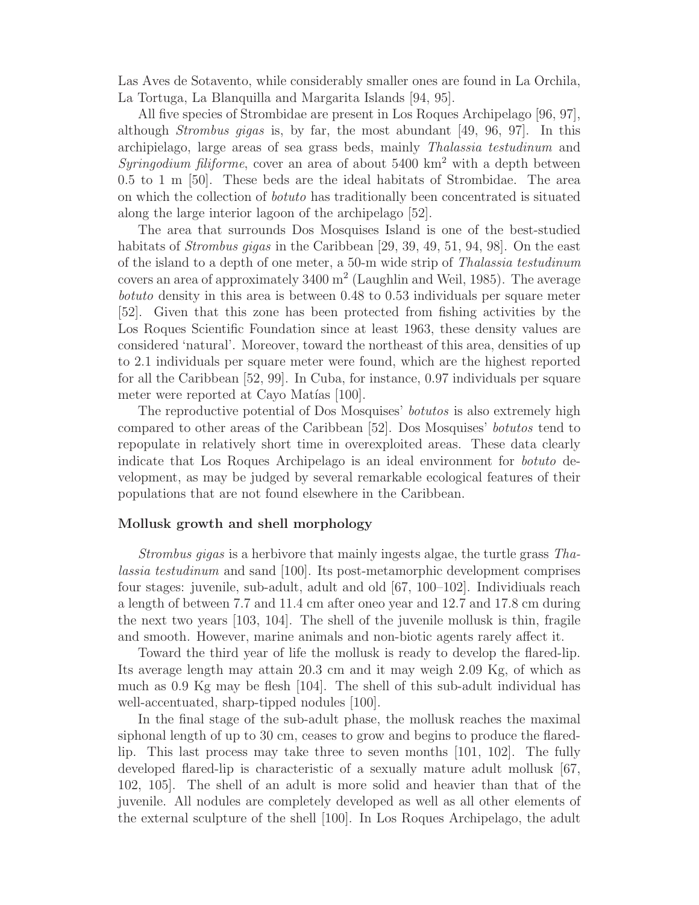Las Aves de Sotavento, while considerably smaller ones are found in La Orchila, La Tortuga, La Blanquilla and Margarita Islands [94, 95].

All five species of Strombidae are present in Los Roques Archipelago [96, 97], although *Strombus gigas* is, by far, the most abundant [49, 96, 97]. In this archipielago, large areas of sea grass beds, mainly *Thalassia testudinum* and *Syringodium filiforme*, cover an area of about 5400 km$^2$ with a depth between 0.5 to 1 m [50]. These beds are the ideal habitats of Strombidae. The area on which the collection of *botuto* has traditionally been concentrated is situated along the large interior lagoon of the archipelago [52].

The area that surrounds Dos Mosquises Island is one of the best-studied habitats of *Strombus gigas* in the Caribbean [29, 39, 49, 51, 94, 98]. On the east of the island to a depth of one meter, a 50-m wide strip of *Thalassia testudinum* covers an area of approximately 3400 m$^2$ (Laughlin and Weil, 1985). The average *botuto* density in this area is between 0.48 to 0.53 individuals per square meter [52]. Given that this zone has been protected from fishing activities by the Los Roques Scientific Foundation since at least 1963, these density values are considered 'natural'. Moreover, toward the northeast of this area, densities of up to 2.1 individuals per square meter were found, which are the highest reported for all the Caribbean [52, 99]. In Cuba, for instance, 0.97 individuals per square meter were reported at Cayo Matías [100].

The reproductive potential of Dos Mosquises' *botutos* is also extremely high compared to other areas of the Caribbean [52]. Dos Mosquises' *botutos* tend to repopulate in relatively short time in overexploited areas. These data clearly indicate that Los Roques Archipelago is an ideal environment for *botuto* development, as may be judged by several remarkable ecological features of their populations that are not found elsewhere in the Caribbean.

### Mollusk growth and shell morphology

*Strombus gigas* is a herbivore that mainly ingests algae, the turtle grass *Thalassia testudinum* and sand [100]. Its post-metamorphic development comprises four stages: juvenile, sub-adult, adult and old [67, 100–102]. Individiuals reach a length of between 7.7 and 11.4 cm after oneo year and 12.7 and 17.8 cm during the next two years [103, 104]. The shell of the juvenile mollusk is thin, fragile and smooth. However, marine animals and non-biotic agents rarely affect it.

Toward the third year of life the mollusk is ready to develop the flared-lip. Its average length may attain 20.3 cm and it may weigh 2.09 Kg, of which as much as 0.9 Kg may be flesh [104]. The shell of this sub-adult individual has well-accentuated, sharp-tipped nodules [100].

In the final stage of the sub-adult phase, the mollusk reaches the maximal siphonal length of up to 30 cm, ceases to grow and begins to produce the flared-lip. This last process may take three to seven months [101, 102]. The fully developed flared-lip is characteristic of a sexually mature adult mollusk [67, 102, 105]. The shell of an adult is more solid and heavier than that of the juvenile. All nodules are completely developed as well as all other elements of the external sculpture of the shell [100]. In Los Roques Archipelago, the adult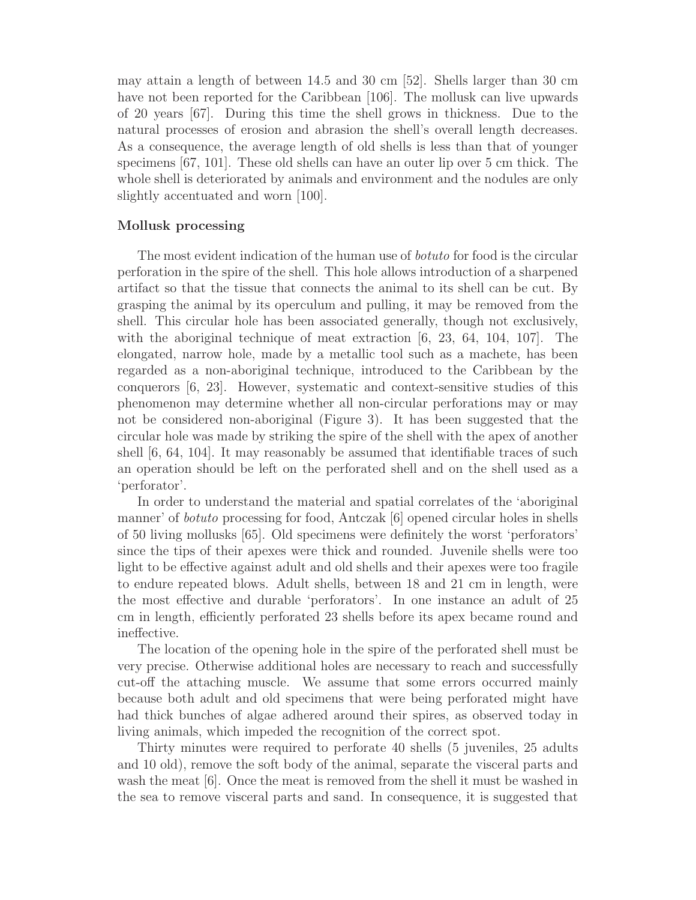may attain a length of between 14.5 and 30 cm [52]. Shells larger than 30 cm have not been reported for the Caribbean [106]. The mollusk can live upwards of 20 years [67]. During this time the shell grows in thickness. Due to the natural processes of erosion and abrasion the shell's overall length decreases. As a consequence, the average length of old shells is less than that of younger specimens [67, 101]. These old shells can have an outer lip over 5 cm thick. The whole shell is deteriorated by animals and environment and the nodules are only slightly accentuated and worn [100].

### Mollusk processing

The most evident indication of the human use of *botuto* for food is the circular perforation in the spire of the shell. This hole allows introduction of a sharpened artifact so that the tissue that connects the animal to its shell can be cut. By grasping the animal by its operculum and pulling, it may be removed from the shell. This circular hole has been associated generally, though not exclusively, with the aboriginal technique of meat extraction [6, 23, 64, 104, 107]. The elongated, narrow hole, made by a metallic tool such as a machete, has been regarded as a non-aboriginal technique, introduced to the Caribbean by the conquerors [6, 23]. However, systematic and context-sensitive studies of this phenomenon may determine whether all non-circular perforations may or may not be considered non-aboriginal (Figure 3). It has been suggested that the circular hole was made by striking the spire of the shell with the apex of another shell [6, 64, 104]. It may reasonably be assumed that identifiable traces of such an operation should be left on the perforated shell and on the shell used as a 'perforator'.

In order to understand the material and spatial correlates of the 'aboriginal manner' of *botuto* processing for food, Antczak [6] opened circular holes in shells of 50 living mollusks [65]. Old specimens were definitely the worst 'perforators' since the tips of their apexes were thick and rounded. Juvenile shells were too light to be effective against adult and old shells and their apexes were too fragile to endure repeated blows. Adult shells, between 18 and 21 cm in length, were the most effective and durable 'perforators'. In one instance an adult of 25 cm in length, efficiently perforated 23 shells before its apex became round and ineffective.

The location of the opening hole in the spire of the perforated shell must be very precise. Otherwise additional holes are necessary to reach and successfully cut-off the attaching muscle. We assume that some errors occurred mainly because both adult and old specimens that were being perforated might have had thick bunches of algae adhered around their spires, as observed today in living animals, which impeded the recognition of the correct spot.

Thirty minutes were required to perforate 40 shells (5 juveniles, 25 adults and 10 old), remove the soft body of the animal, separate the visceral parts and wash the meat [6]. Once the meat is removed from the shell it must be washed in the sea to remove visceral parts and sand. In consequence, it is suggested that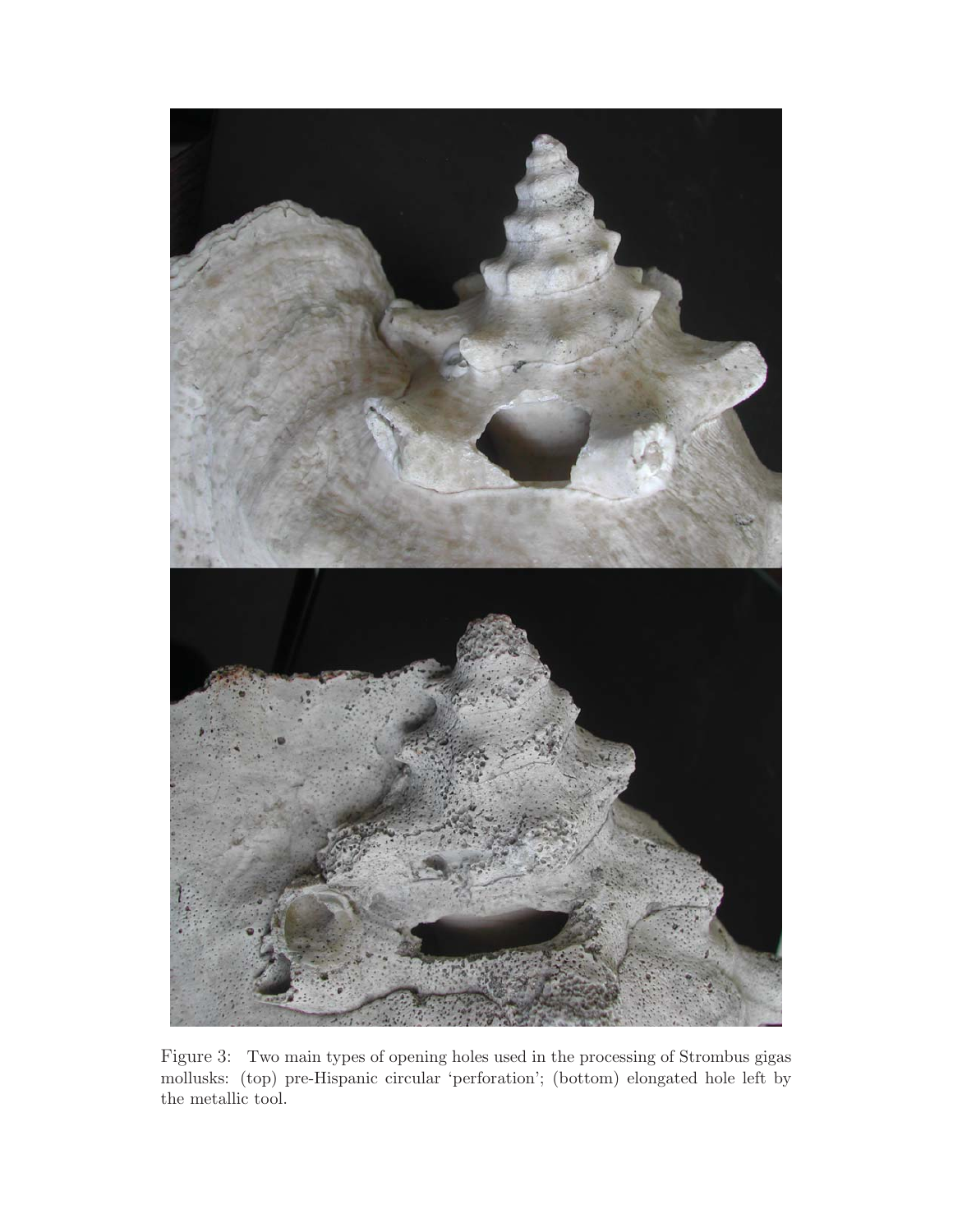Figure 3: Two main types of opening holes used in the processing of Strombus gigas mollusks: (top) pre-Hispanic circular 'perforation'; (bottom) elongated hole left by the metallic tool.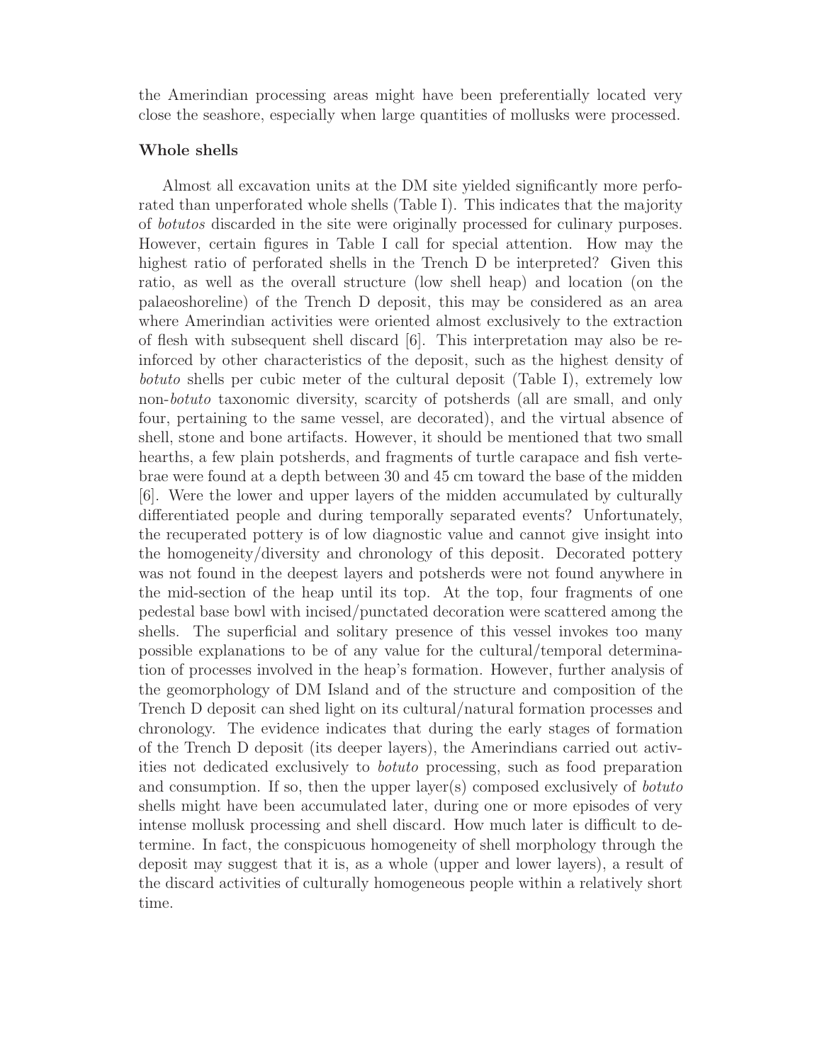the Amerindian processing areas might have been preferentially located very close the seashore, especially when large quantities of mollusks were processed.

### Whole shells

Almost all excavation units at the DM site yielded significantly more perforated than unperforated whole shells (Table I). This indicates that the majority of *botutos* discarded in the site were originally processed for culinary purposes. However, certain figures in Table I call for special attention. How may the highest ratio of perforated shells in the Trench D be interpreted? Given this ratio, as well as the overall structure (low shell heap) and location (on the palaeoshoreline) of the Trench D deposit, this may be considered as an area where Amerindian activities were oriented almost exclusively to the extraction of flesh with subsequent shell discard [6]. This interpretation may also be reinforced by other characteristics of the deposit, such as the highest density of *botuto* shells per cubic meter of the cultural deposit (Table I), extremely low non-*botuto* taxonomic diversity, scarcity of potsherds (all are small, and only four, pertaining to the same vessel, are decorated), and the virtual absence of shell, stone and bone artifacts. However, it should be mentioned that two small hearths, a few plain potsherds, and fragments of turtle carapace and fish vertebrae were found at a depth between 30 and 45 cm toward the base of the midden [6]. Were the lower and upper layers of the midden accumulated by culturally differentiated people and during temporally separated events? Unfortunately, the recuperated pottery is of low diagnostic value and cannot give insight into the homogeneity/diversity and chronology of this deposit. Decorated pottery was not found in the deepest layers and potsherds were not found anywhere in the mid-section of the heap until its top. At the top, four fragments of one pedestal base bowl with incised/punctated decoration were scattered among the shells. The superficial and solitary presence of this vessel invokes too many possible explanations to be of any value for the cultural/temporal determination of processes involved in the heap's formation. However, further analysis of the geomorphology of DM Island and of the structure and composition of the Trench D deposit can shed light on its cultural/natural formation processes and chronology. The evidence indicates that during the early stages of formation of the Trench D deposit (its deeper layers), the Amerindians carried out activities not dedicated exclusively to *botuto* processing, such as food preparation and consumption. If so, then the upper layer(s) composed exclusively of *botuto* shells might have been accumulated later, during one or more episodes of very intense mollusk processing and shell discard. How much later is difficult to determine. In fact, the conspicuous homogeneity of shell morphology through the deposit may suggest that it is, as a whole (upper and lower layers), a result of the discard activities of culturally homogeneous people within a relatively short time.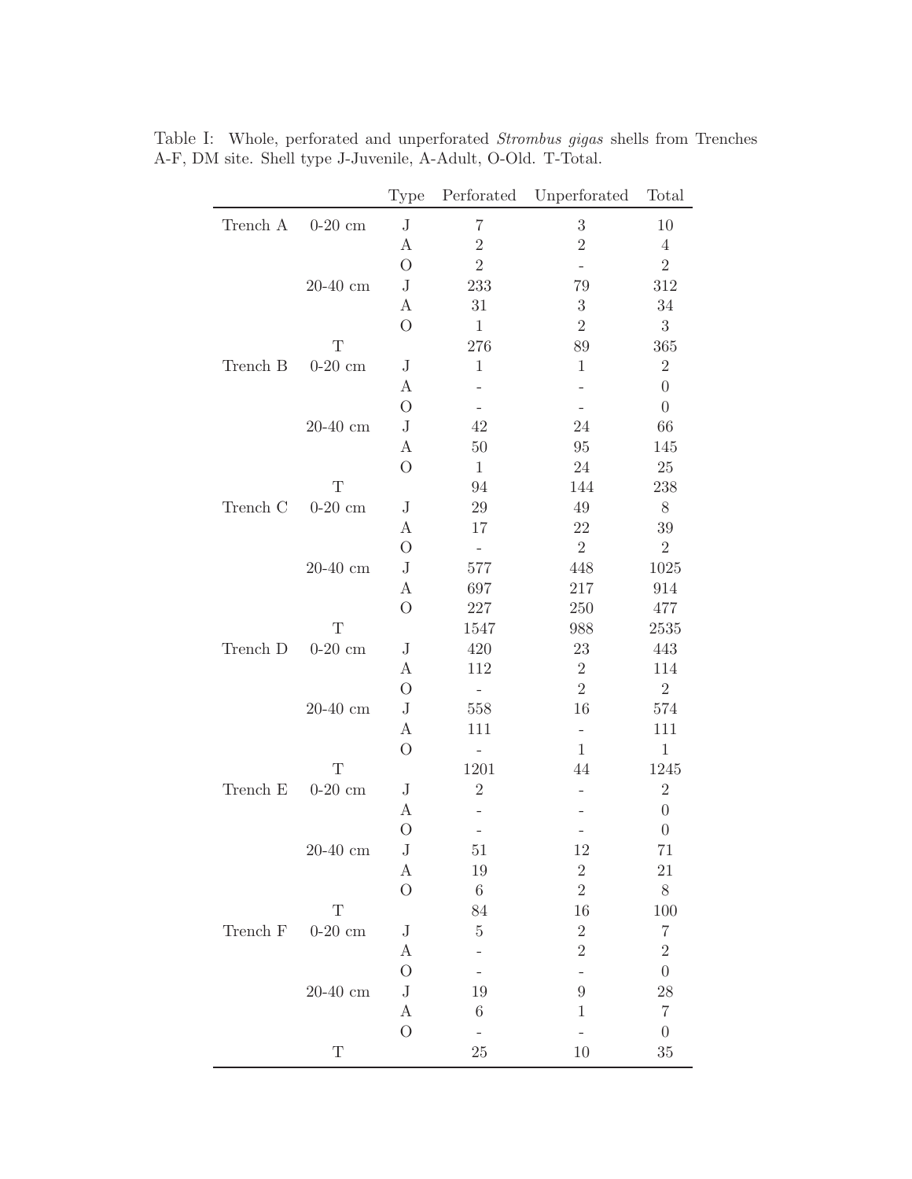Table I: Whole, perforated and unperforated *Strombus gigas* shells from Trenches A-F, DM site. Shell type J-Juvenile, A-Adult, O-Old. T-Total.

| | | Type | Perforated | Unperforated | Total |
|---|---|---|---|---|---|
| Trench A | 0-20 cm | J | 7 | 3 | 10 |
| | | A | 2 | 2 | 4 |
| | | O | 2 | - | 2 |
| | 20-40 cm | J | 233 | 79 | 312 |
| | | A | 31 | 3 | 34 |
| | | O | 1 | 2 | 3 |
| | T | | 276 | 89 | 365 |
| Trench B | 0-20 cm | J | 1 | 1 | 2 |
| | | A | - | - | 0 |
| | | O | - | - | 0 |
| | 20-40 cm | J | 42 | 24 | 66 |
| | | A | 50 | 95 | 145 |
| | | O | 1 | 24 | 25 |
| | T | | 94 | 144 | 238 |
| Trench C | 0-20 cm | J | 29 | 49 | 8 |
| | | A | 17 | 22 | 39 |
| | | O | - | 2 | 2 |
| | 20-40 cm | J | 577 | 448 | 1025 |
| | | A | 697 | 217 | 914 |
| | | O | 227 | 250 | 477 |
| | T | | 1547 | 988 | 2535 |
| Trench D | 0-20 cm | J | 420 | 23 | 443 |
| | | A | 112 | 2 | 114 |
| | | O | - | 2 | 2 |
| | 20-40 cm | J | 558 | 16 | 574 |
| | | A | 111 | - | 111 |
| | | O | - | 1 | 1 |
| | T | | 1201 | 44 | 1245 |
| Trench E | 0-20 cm | J | 2 | - | 2 |
| | | A | - | - | 0 |
| | | O | - | - | 0 |
| | 20-40 cm | J | 51 | 12 | 71 |
| | | A | 19 | 2 | 21 |
| | | O | 6 | 2 | 8 |
| | T | | 84 | 16 | 100 |
| Trench F | 0-20 cm | J | 5 | 2 | 7 |
| | | A | - | 2 | 2 |
| | | O | - | - | 0 |
| | 20-40 cm | J | 19 | 9 | 28 |
| | | A | 6 | 1 | 7 |
| | | O | - | - | 0 |
| | T | | 25 | 10 | 35 |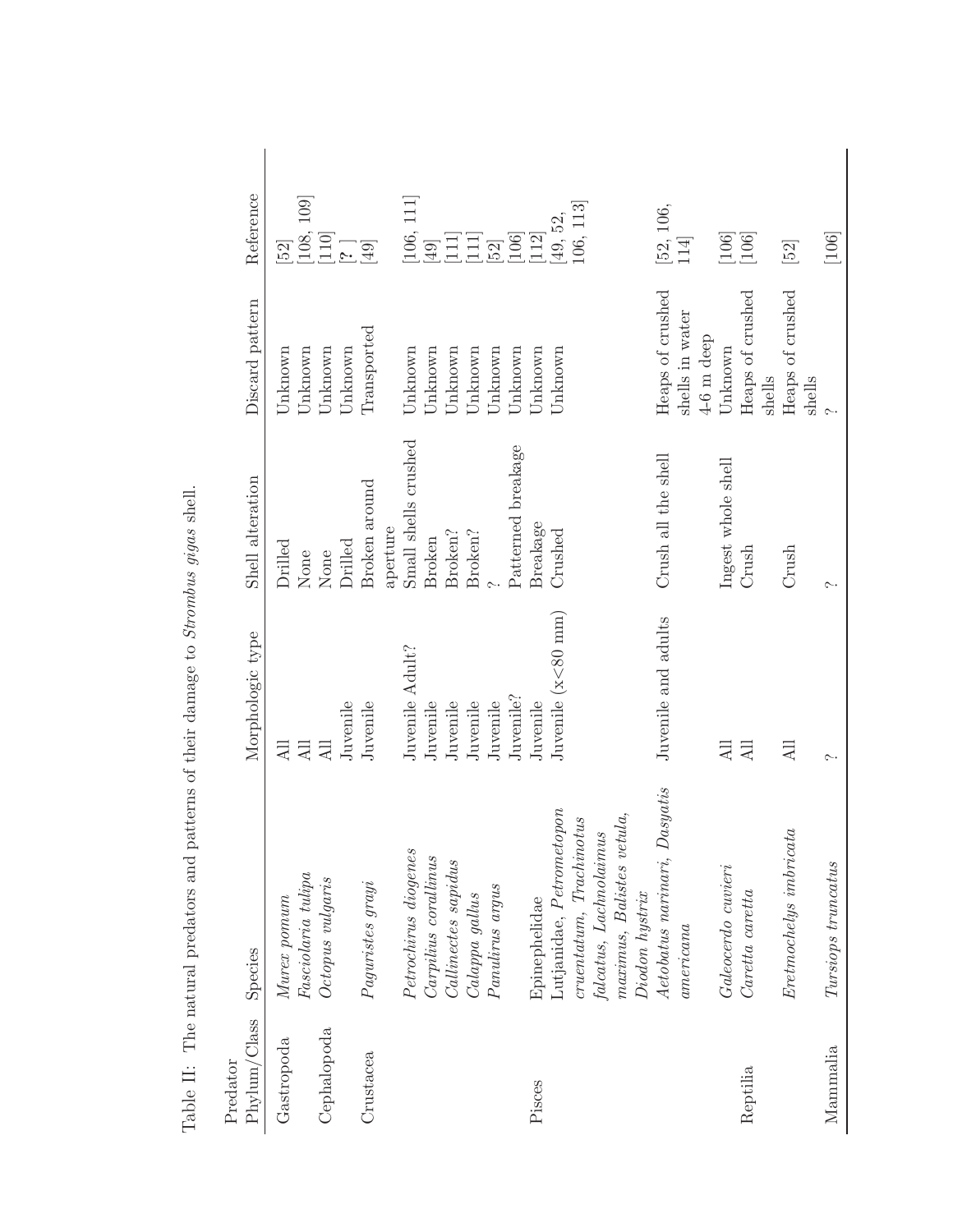Table II: The natural predators and patterns of their damage to *Strombus gigas* shell.

| Predator Phylum/Class | Species | Morphologic type | Shell alteration | Discard pattern | Reference |
|---|---|---|---|---|---|
| Gastropoda | *Murex pomum* | All | Drilled | Unknown | [52] |
| | *Fasciolaria tulipa* | All | None | Unknown | [108, 109] |
| Cephalopoda | *Octopus vulgaris* | All | None | Unknown | [110] |
| | | Juvenile | Drilled | Unknown | [? ] |
| Crustacea | *Paguristes grayi* | Juvenile | Broken around aperture | Transported | [49] |
| | *Petrochirus diogenes* | Juvenile Adult? | Small shells crushed | Unknown | [106, 111] |
| | *Carpilius corallinus* | Juvenile | Broken | Unknown | [49] |
| | *Callinectes sapidus* | Juvenile | Broken? | Unknown | [111] |
| | *Calappa gallus* | Juvenile | Broken? | Unknown | [111] |
| | *Panulirus argus* | Juvenile | ? | Unknown | [52] |
| | | Juvenile? | Patterned breakage | Unknown | [106] |
| Pisces | Epinephelidae | Juvenile | Breakage | Unknown | [112] |
| | Lutjanidae, *Petrometopon cruentatum*, *Trachinotus falcatus*, *Lachnolaimus maximus*, *Balistes vetula*, *Diodon hystrix* | Juvenile (x<80 mm) | Crushed | Unknown | [49, 52, 106, 113] |
| | *Aetobatus narinari*, *Dasyatis americana* | Juvenile and adults | Crush all the shell | Heaps of crushed shells in water 4-6 m deep | [52, 106, 114] |
| | *Galeocerdo cuvieri* | All | Ingest whole shell | Unknown | [106] |
| Reptilia | *Caretta caretta* | All | Crush | Heaps of crushed shells | [106] |
| | *Eretmochelys imbricata* | All | Crush | Heaps of crushed shells | [52] |
| Mammalia | *Tursiops truncatus* | ? | ? | ? | [106] |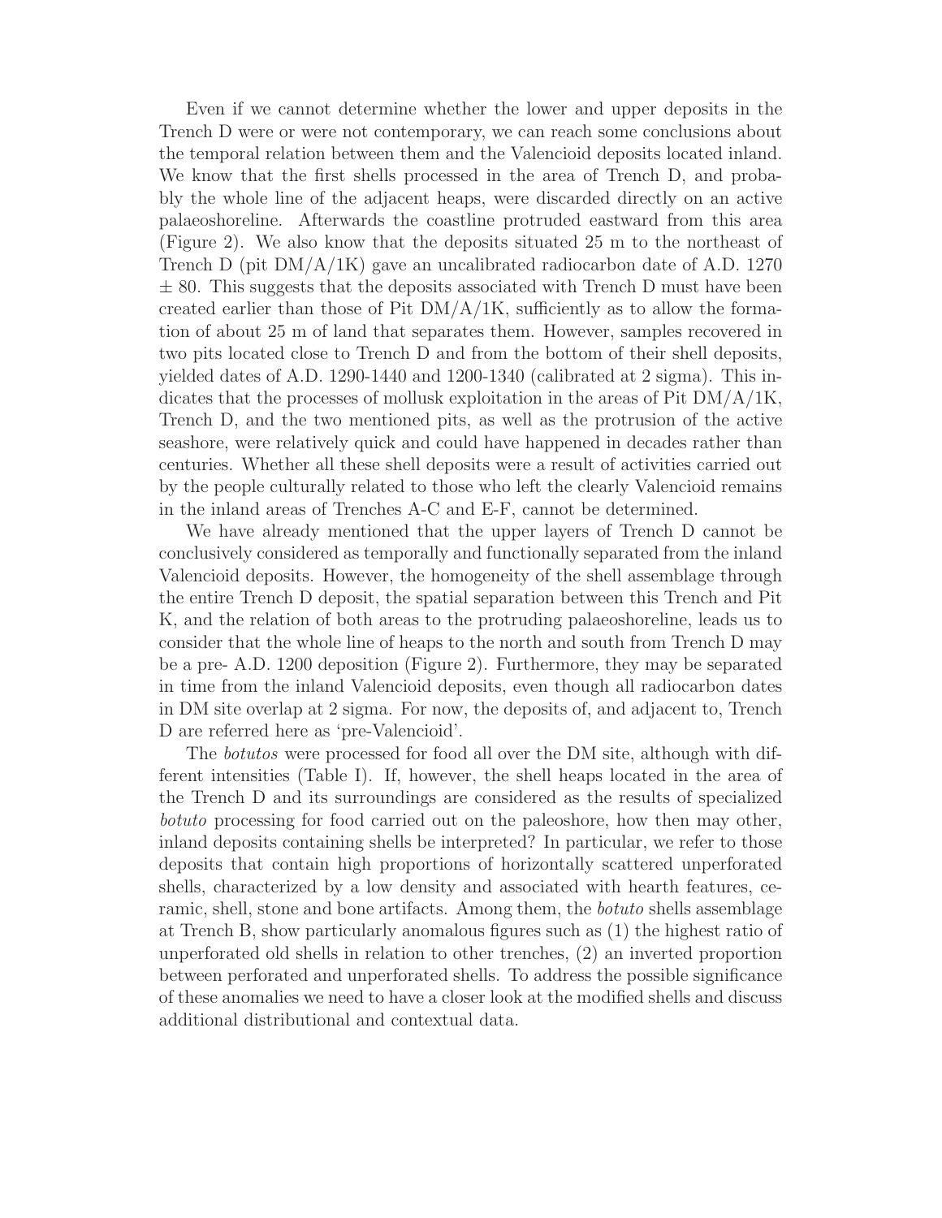Even if we cannot determine whether the lower and upper deposits in the Trench D were or were not contemporary, we can reach some conclusions about the temporal relation between them and the Valencioid deposits located inland. We know that the first shells processed in the area of Trench D, and probably the whole line of the adjacent heaps, were discarded directly on an active palaeoshoreline. Afterwards the coastline protruded eastward from this area (Figure 2). We also know that the deposits situated 25 m to the northeast of Trench D (pit DM/A/1K) gave an uncalibrated radiocarbon date of A.D. 1270 $\pm$ 80. This suggests that the deposits associated with Trench D must have been created earlier than those of Pit DM/A/1K, sufficiently as to allow the formation of about 25 m of land that separates them. However, samples recovered in two pits located close to Trench D and from the bottom of their shell deposits, yielded dates of A.D. 1290-1440 and 1200-1340 (calibrated at 2 sigma). This indicates that the processes of mollusk exploitation in the areas of Pit DM/A/1K, Trench D, and the two mentioned pits, as well as the protrusion of the active seashore, were relatively quick and could have happened in decades rather than centuries. Whether all these shell deposits were a result of activities carried out by the people culturally related to those who left the clearly Valencioid remains in the inland areas of Trenches A-C and E-F, cannot be determined.

We have already mentioned that the upper layers of Trench D cannot be conclusively considered as temporally and functionally separated from the inland Valencioid deposits. However, the homogeneity of the shell assemblage through the entire Trench D deposit, the spatial separation between this Trench and Pit K, and the relation of both areas to the protruding palaeoshoreline, leads us to consider that the whole line of heaps to the north and south from Trench D may be a pre- A.D. 1200 deposition (Figure 2). Furthermore, they may be separated in time from the inland Valencioid deposits, even though all radiocarbon dates in DM site overlap at 2 sigma. For now, the deposits of, and adjacent to, Trench D are referred here as 'pre-Valencioid'.

The *botutos* were processed for food all over the DM site, although with different intensities (Table I). If, however, the shell heaps located in the area of the Trench D and its surroundings are considered as the results of specialized *botuto* processing for food carried out on the paleoshore, how then may other, inland deposits containing shells be interpreted? In particular, we refer to those deposits that contain high proportions of horizontally scattered unperforated shells, characterized by a low density and associated with hearth features, ceramic, shell, stone and bone artifacts. Among them, the *botuto* shells assemblage at Trench B, show particularly anomalous figures such as (1) the highest ratio of unperforated old shells in relation to other trenches, (2) an inverted proportion between perforated and unperforated shells. To address the possible significance of these anomalies we need to have a closer look at the modified shells and discuss additional distributional and contextual data.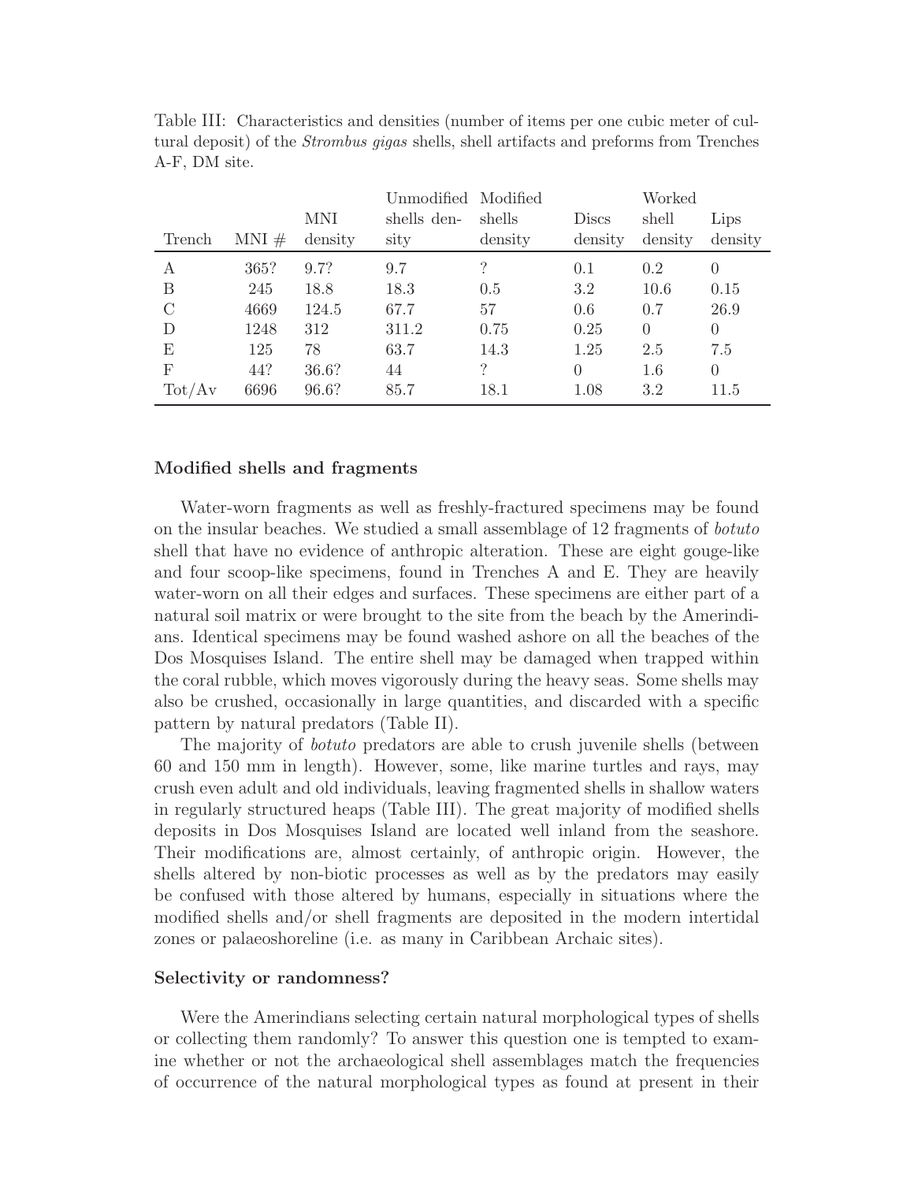Table III: Characteristics and densities (number of items per one cubic meter of cultural deposit) of the *Strombus gigas* shells, shell artifacts and preforms from Trenches A-F, DM site.

| Trench | MNI # | MNI density | Unmodified shells density | Modified shells density | Discs density | Worked shell density | Lips density |
|---|---|---|---|---|---|---|---|
| A | 365? | 9.7? | 9.7 | ? | 0.1 | 0.2 | 0 |
| B | 245 | 18.8 | 18.3 | 0.5 | 3.2 | 10.6 | 0.15 |
| C | 4669 | 124.5 | 67.7 | 57 | 0.6 | 0.7 | 26.9 |
| D | 1248 | 312 | 311.2 | 0.75 | 0.25 | 0 | 0 |
| E | 125 | 78 | 63.7 | 14.3 | 1.25 | 2.5 | 7.5 |
| F | 44? | 36.6? | 44 | ? | 0 | 1.6 | 0 |
| Tot/Av | 6696 | 96.6? | 85.7 | 18.1 | 1.08 | 3.2 | 11.5 |

### Modified shells and fragments

Water-worn fragments as well as freshly-fractured specimens may be found on the insular beaches. We studied a small assemblage of 12 fragments of *botuto* shell that have no evidence of anthropic alteration. These are eight gouge-like and four scoop-like specimens, found in Trenches A and E. They are heavily water-worn on all their edges and surfaces. These specimens are either part of a natural soil matrix or were brought to the site from the beach by the Amerindians. Identical specimens may be found washed ashore on all the beaches of the Dos Mosquises Island. The entire shell may be damaged when trapped within the coral rubble, which moves vigorously during the heavy seas. Some shells may also be crushed, occasionally in large quantities, and discarded with a specific pattern by natural predators (Table II).

The majority of *botuto* predators are able to crush juvenile shells (between 60 and 150 mm in length). However, some, like marine turtles and rays, may crush even adult and old individuals, leaving fragmented shells in shallow waters in regularly structured heaps (Table III). The great majority of modified shells deposits in Dos Mosquises Island are located well inland from the seashore. Their modifications are, almost certainly, of anthropic origin. However, the shells altered by non-biotic processes as well as by the predators may easily be confused with those altered by humans, especially in situations where the modified shells and/or shell fragments are deposited in the modern intertidal zones or palaeoshoreline (i.e. as many in Caribbean Archaic sites).

### Selectivity or randomness?

Were the Amerindians selecting certain natural morphological types of shells or collecting them randomly? To answer this question one is tempted to examine whether or not the archaeological shell assemblages match the frequencies of occurrence of the natural morphological types as found at present in their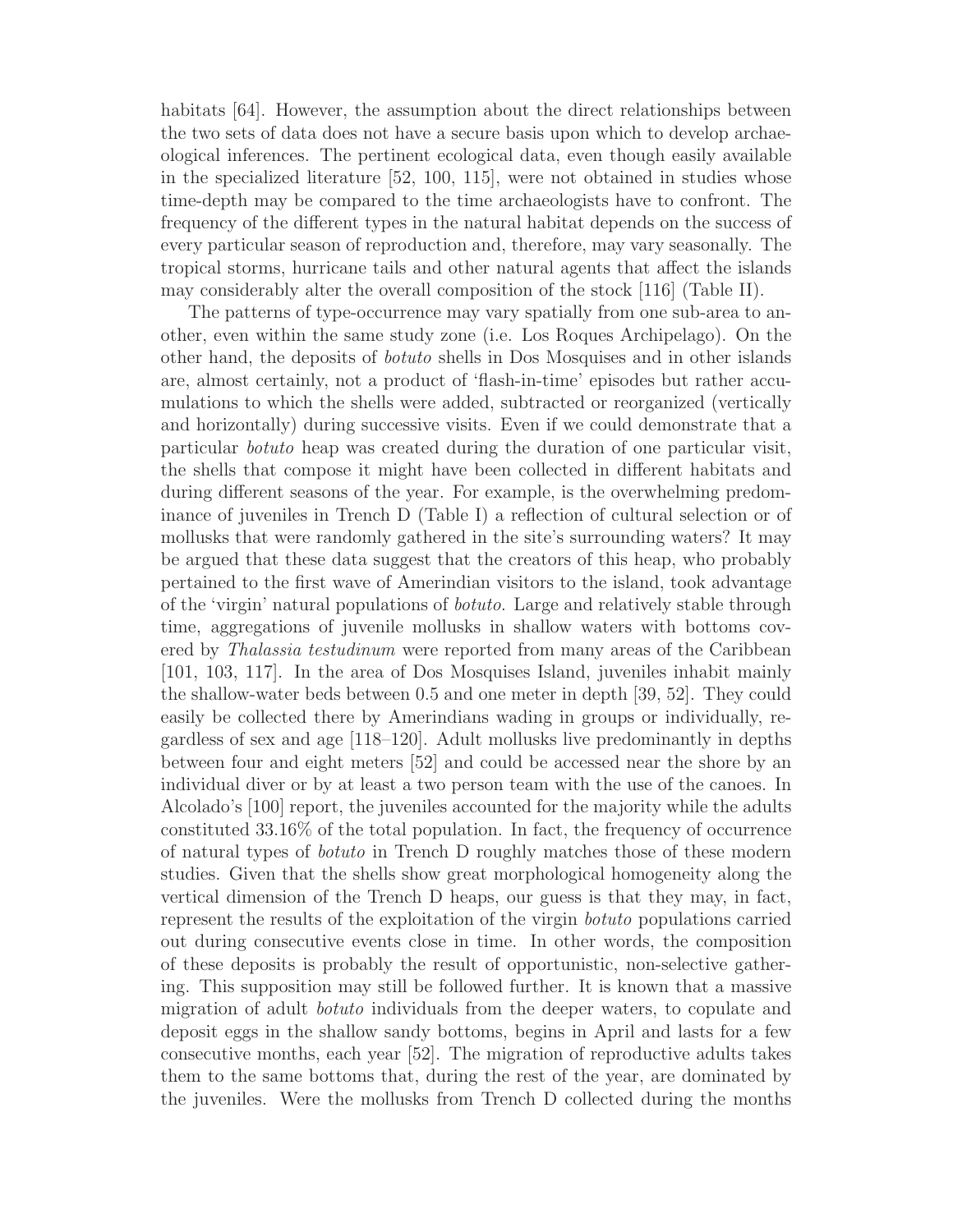habitats [64]. However, the assumption about the direct relationships between the two sets of data does not have a secure basis upon which to develop archaeological inferences. The pertinent ecological data, even though easily available in the specialized literature [52, 100, 115], were not obtained in studies whose time-depth may be compared to the time archaeologists have to confront. The frequency of the different types in the natural habitat depends on the success of every particular season of reproduction and, therefore, may vary seasonally. The tropical storms, hurricane tails and other natural agents that affect the islands may considerably alter the overall composition of the stock [116] (Table II).

The patterns of type-occurrence may vary spatially from one sub-area to another, even within the same study zone (i.e. Los Roques Archipelago). On the other hand, the deposits of *botuto* shells in Dos Mosquises and in other islands are, almost certainly, not a product of 'flash-in-time' episodes but rather accumulations to which the shells were added, subtracted or reorganized (vertically and horizontally) during successive visits. Even if we could demonstrate that a particular *botuto* heap was created during the duration of one particular visit, the shells that compose it might have been collected in different habitats and during different seasons of the year. For example, is the overwhelming predominance of juveniles in Trench D (Table I) a reflection of cultural selection or of mollusks that were randomly gathered in the site's surrounding waters? It may be argued that these data suggest that the creators of this heap, who probably pertained to the first wave of Amerindian visitors to the island, took advantage of the 'virgin' natural populations of *botuto*. Large and relatively stable through time, aggregations of juvenile mollusks in shallow waters with bottoms covered by *Thalassia testudinum* were reported from many areas of the Caribbean [101, 103, 117]. In the area of Dos Mosquises Island, juveniles inhabit mainly the shallow-water beds between 0.5 and one meter in depth [39, 52]. They could easily be collected there by Amerindians wading in groups or individually, regardless of sex and age [118–120]. Adult mollusks live predominantly in depths between four and eight meters [52] and could be accessed near the shore by an individual diver or by at least a two person team with the use of the canoes. In Alcolado's [100] report, the juveniles accounted for the majority while the adults constituted 33.16% of the total population. In fact, the frequency of occurrence of natural types of *botuto* in Trench D roughly matches those of these modern studies. Given that the shells show great morphological homogeneity along the vertical dimension of the Trench D heaps, our guess is that they may, in fact, represent the results of the exploitation of the virgin *botuto* populations carried out during consecutive events close in time. In other words, the composition of these deposits is probably the result of opportunistic, non-selective gathering. This supposition may still be followed further. It is known that a massive migration of adult *botuto* individuals from the deeper waters, to copulate and deposit eggs in the shallow sandy bottoms, begins in April and lasts for a few consecutive months, each year [52]. The migration of reproductive adults takes them to the same bottoms that, during the rest of the year, are dominated by the juveniles. Were the mollusks from Trench D collected during the months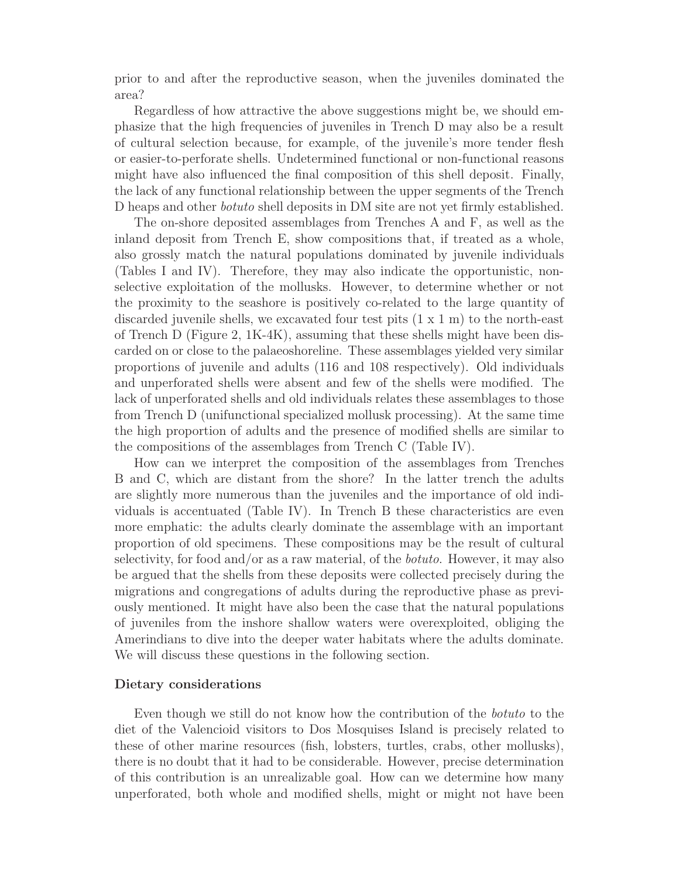prior to and after the reproductive season, when the juveniles dominated the area?

Regardless of how attractive the above suggestions might be, we should emphasize that the high frequencies of juveniles in Trench D may also be a result of cultural selection because, for example, of the juvenile's more tender flesh or easier-to-perforate shells. Undetermined functional or non-functional reasons might have also influenced the final composition of this shell deposit. Finally, the lack of any functional relationship between the upper segments of the Trench D heaps and other *botuto* shell deposits in DM site are not yet firmly established.

The on-shore deposited assemblages from Trenches A and F, as well as the inland deposit from Trench E, show compositions that, if treated as a whole, also grossly match the natural populations dominated by juvenile individuals (Tables I and IV). Therefore, they may also indicate the opportunistic, non-selective exploitation of the mollusks. However, to determine whether or not the proximity to the seashore is positively co-related to the large quantity of discarded juvenile shells, we excavated four test pits (1 x 1 m) to the north-east of Trench D (Figure 2, 1K-4K), assuming that these shells might have been discarded on or close to the palaeoshoreline. These assemblages yielded very similar proportions of juvenile and adults (116 and 108 respectively). Old individuals and unperforated shells were absent and few of the shells were modified. The lack of unperforated shells and old individuals relates these assemblages to those from Trench D (unifunctional specialized mollusk processing). At the same time the high proportion of adults and the presence of modified shells are similar to the compositions of the assemblages from Trench C (Table IV).

How can we interpret the composition of the assemblages from Trenches B and C, which are distant from the shore? In the latter trench the adults are slightly more numerous than the juveniles and the importance of old individuals is accentuated (Table IV). In Trench B these characteristics are even more emphatic: the adults clearly dominate the assemblage with an important proportion of old specimens. These compositions may be the result of cultural selectivity, for food and/or as a raw material, of the *botuto*. However, it may also be argued that the shells from these deposits were collected precisely during the migrations and congregations of adults during the reproductive phase as previously mentioned. It might have also been the case that the natural populations of juveniles from the inshore shallow waters were overexploited, obliging the Amerindians to dive into the deeper water habitats where the adults dominate. We will discuss these questions in the following section.

### Dietary considerations

Even though we still do not know how the contribution of the *botuto* to the diet of the Valencioid visitors to Dos Mosquises Island is precisely related to these of other marine resources (fish, lobsters, turtles, crabs, other mollusks), there is no doubt that it had to be considerable. However, precise determination of this contribution is an unrealizable goal. How can we determine how many unperforated, both whole and modified shells, might or might not have been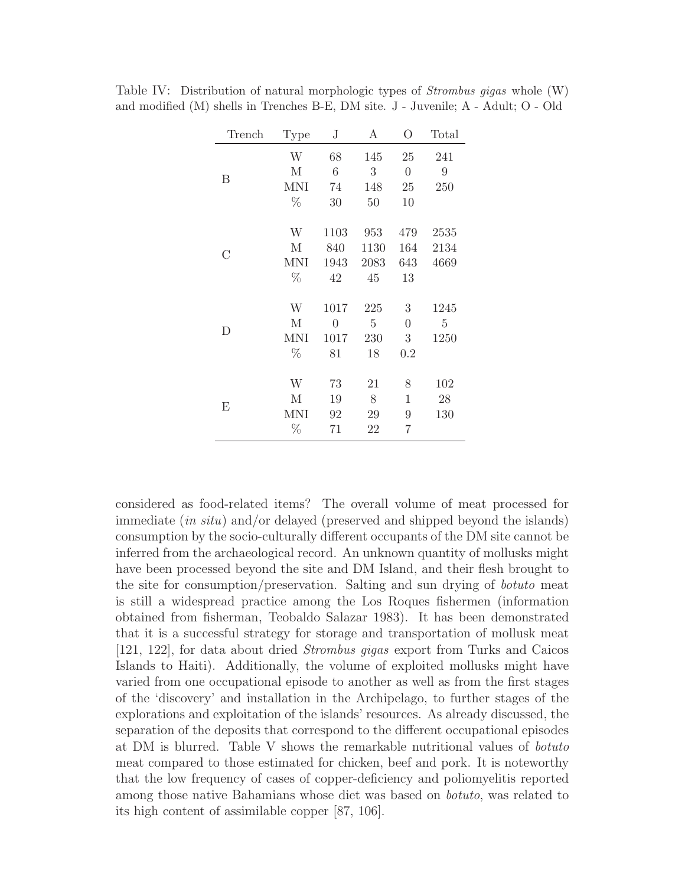Table IV: Distribution of natural morphologic types of *Strombus gigas* whole (W) and modified (M) shells in Trenches B-E, DM site. J - Juvenile; A - Adult; O - Old

| Trench | Type | J | A | O | Total |
|---|---|---|---|---|---|
| B | W | 68 | 145 | 25 | 241 |
| | M | 6 | 3 | 0 | 9 |
| | MNI | 74 | 148 | 25 | 250 |
| | % | 30 | 50 | 10 | |
| C | W | 1103 | 953 | 479 | 2535 |
| | M | 840 | 1130 | 164 | 2134 |
| | MNI | 1943 | 2083 | 643 | 4669 |
| | % | 42 | 45 | 13 | |
| D | W | 1017 | 225 | 3 | 1245 |
| | M | 0 | 5 | 0 | 5 |
| | MNI | 1017 | 230 | 3 | 1250 |
| | % | 81 | 18 | 0.2 | |
| E | W | 73 | 21 | 8 | 102 |
| | M | 19 | 8 | 1 | 28 |
| | MNI | 92 | 29 | 9 | 130 |
| | % | 71 | 22 | 7 | |

considered as food-related items? The overall volume of meat processed for immediate (*in situ*) and/or delayed (preserved and shipped beyond the islands) consumption by the socio-culturally different occupants of the DM site cannot be inferred from the archaeological record. An unknown quantity of mollusks might have been processed beyond the site and DM Island, and their flesh brought to the site for consumption/preservation. Salting and sun drying of *botuto* meat is still a widespread practice among the Los Roques fishermen (information obtained from fisherman, Teobaldo Salazar 1983). It has been demonstrated that it is a successful strategy for storage and transportation of mollusk meat [121, 122], for data about dried *Strombus gigas* export from Turks and Caicos Islands to Haiti). Additionally, the volume of exploited mollusks might have varied from one occupational episode to another as well as from the first stages of the 'discovery' and installation in the Archipelago, to further stages of the explorations and exploitation of the islands' resources. As already discussed, the separation of the deposits that correspond to the different occupational episodes at DM is blurred. Table V shows the remarkable nutritional values of *botuto* meat compared to those estimated for chicken, beef and pork. It is noteworthy that the low frequency of cases of copper-deficiency and poliomyelitis reported among those native Bahamians whose diet was based on *botuto*, was related to its high content of assimilable copper [87, 106].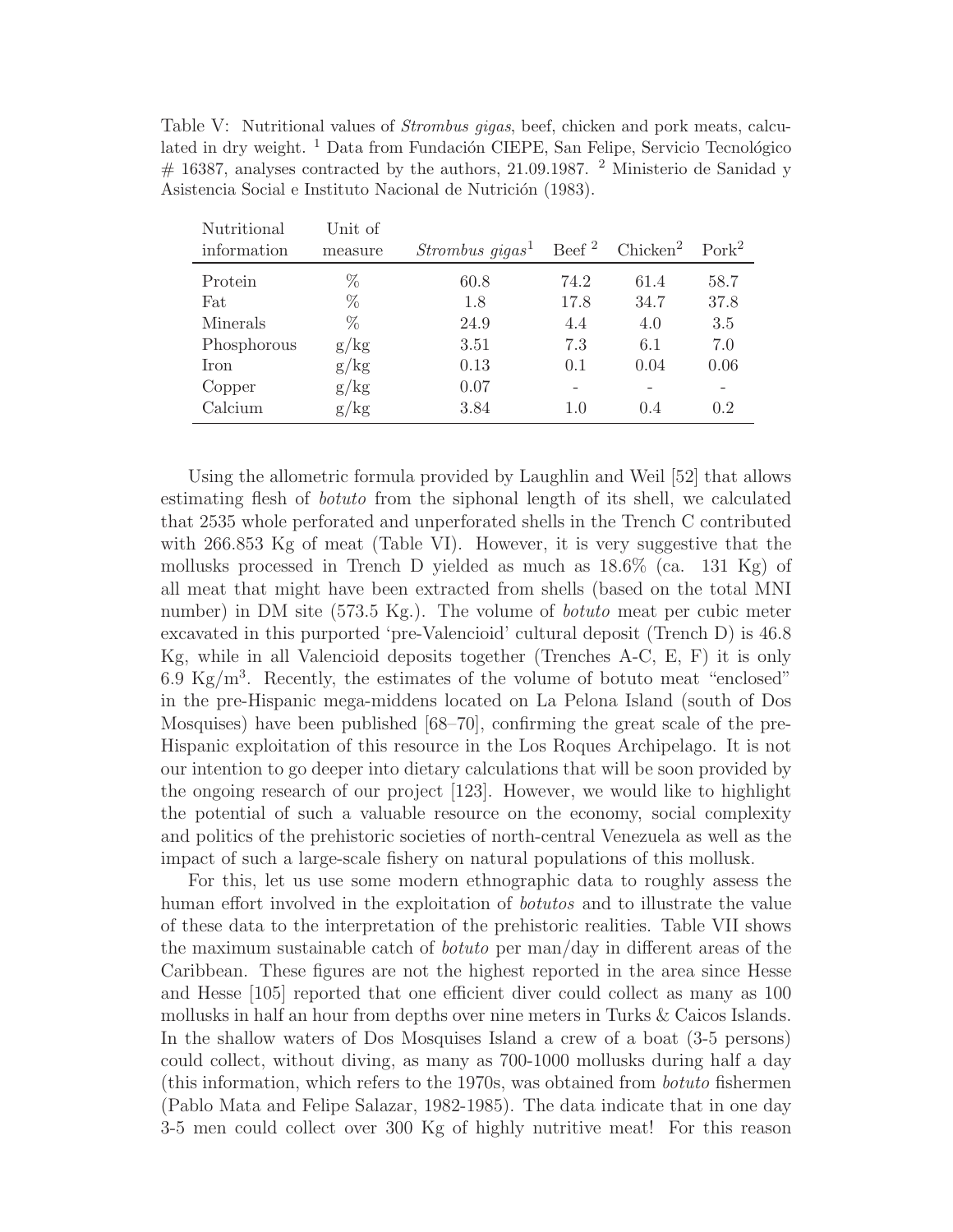Table V: Nutritional values of *Strombus gigas*, beef, chicken and pork meats, calculated in dry weight. [1] Data from Fundación CIEPE, San Felipe, Servicio Tecnológico # 16387, analyses contracted by the authors, 21.09.1987. [2] Ministerio de Sanidad y Asistencia Social e Instituto Nacional de Nutrición (1983).

| Nutritional information | Unit of measure | *Strombus gigas*[1] | Beef [2] | Chicken[2] | Pork[2] |
|---|---|---|---|---|---|
| Protein | % | 60.8 | 74.2 | 61.4 | 58.7 |
| Fat | % | 1.8 | 17.8 | 34.7 | 37.8 |
| Minerals | % | 24.9 | 4.4 | 4.0 | 3.5 |
| Phosphorous | g/kg | 3.51 | 7.3 | 6.1 | 7.0 |
| Iron | g/kg | 0.13 | 0.1 | 0.04 | 0.06 |
| Copper | g/kg | 0.07 | - | - | - |
| Calcium | g/kg | 3.84 | 1.0 | 0.4 | 0.2 |

Using the allometric formula provided by Laughlin and Weil [52] that allows estimating flesh of *botuto* from the siphonal length of its shell, we calculated that 2535 whole perforated and unperforated shells in the Trench C contributed with 266.853 Kg of meat (Table VI). However, it is very suggestive that the mollusks processed in Trench D yielded as much as 18.6% (ca. 131 Kg) of all meat that might have been extracted from shells (based on the total MNI number) in DM site (573.5 Kg.). The volume of *botuto* meat per cubic meter excavated in this purported 'pre-Valencioid' cultural deposit (Trench D) is 46.8 Kg, while in all Valencioid deposits together (Trenches A-C, E, F) it is only 6.9 Kg/m$^3$. Recently, the estimates of the volume of botuto meat "enclosed" in the pre-Hispanic mega-middens located on La Pelona Island (south of Dos Mosquises) have been published [68–70], confirming the great scale of the pre-Hispanic exploitation of this resource in the Los Roques Archipelago. It is not our intention to go deeper into dietary calculations that will be soon provided by the ongoing research of our project [123]. However, we would like to highlight the potential of such a valuable resource on the economy, social complexity and politics of the prehistoric societies of north-central Venezuela as well as the impact of such a large-scale fishery on natural populations of this mollusk.

For this, let us use some modern ethnographic data to roughly assess the human effort involved in the exploitation of *botutos* and to illustrate the value of these data to the interpretation of the prehistoric realities. Table VII shows the maximum sustainable catch of *botuto* per man/day in different areas of the Caribbean. These figures are not the highest reported in the area since Hesse and Hesse [105] reported that one efficient diver could collect as many as 100 mollusks in half an hour from depths over nine meters in Turks & Caicos Islands. In the shallow waters of Dos Mosquises Island a crew of a boat (3-5 persons) could collect, without diving, as many as 700-1000 mollusks during half a day (this information, which refers to the 1970s, was obtained from *botuto* fishermen (Pablo Mata and Felipe Salazar, 1982-1985). The data indicate that in one day 3-5 men could collect over 300 Kg of highly nutritive meat! For this reason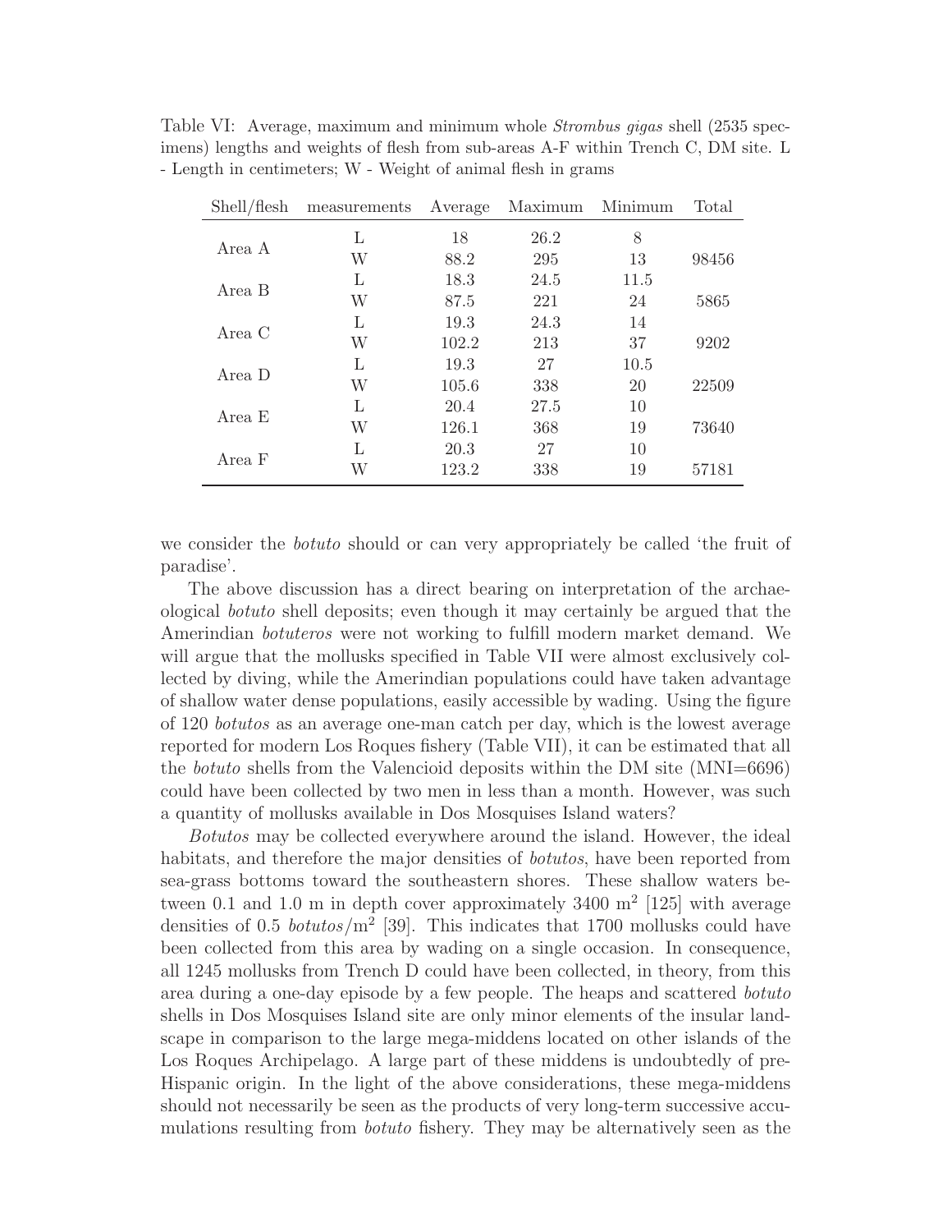Table VI: Average, maximum and minimum whole *Strombus gigas* shell (2535 specimens) lengths and weights of flesh from sub-areas A-F within Trench C, DM site. L - Length in centimeters; W - Weight of animal flesh in grams

| Shell/flesh | measurements | Average | Maximum | Minimum | Total |
|---|---|---|---|---|---|
| Area A | L | 18 | 26.2 | 8 | |
| | W | 88.2 | 295 | 13 | 98456 |
| Area B | L | 18.3 | 24.5 | 11.5 | |
| | W | 87.5 | 221 | 24 | 5865 |
| Area C | L | 19.3 | 24.3 | 14 | |
| | W | 102.2 | 213 | 37 | 9202 |
| Area D | L | 19.3 | 27 | 10.5 | |
| | W | 105.6 | 338 | 20 | 22509 |
| Area E | L | 20.4 | 27.5 | 10 | |
| | W | 126.1 | 368 | 19 | 73640 |
| Area F | L | 20.3 | 27 | 10 | |
| | W | 123.2 | 338 | 19 | 57181 |

we consider the *botuto* should or can very appropriately be called 'the fruit of paradise'.

The above discussion has a direct bearing on interpretation of the archaeological *botuto* shell deposits; even though it may certainly be argued that the Amerindian *botuteros* were not working to fulfill modern market demand. We will argue that the mollusks specified in Table VII were almost exclusively collected by diving, while the Amerindian populations could have taken advantage of shallow water dense populations, easily accessible by wading. Using the figure of 120 *botutos* as an average one-man catch per day, which is the lowest average reported for modern Los Roques fishery (Table VII), it can be estimated that all the *botuto* shells from the Valencioid deposits within the DM site (MNI=6696) could have been collected by two men in less than a month. However, was such a quantity of mollusks available in Dos Mosquises Island waters?

*Botutos* may be collected everywhere around the island. However, the ideal habitats, and therefore the major densities of *botutos*, have been reported from sea-grass bottoms toward the southeastern shores. These shallow waters between 0.1 and 1.0 m in depth cover approximately 3400 $m^2$ [125] with average densities of 0.5 *botutos*/$m^2$ [39]. This indicates that 1700 mollusks could have been collected from this area by wading on a single occasion. In consequence, all 1245 mollusks from Trench D could have been collected, in theory, from this area during a one-day episode by a few people. The heaps and scattered *botuto* shells in Dos Mosquises Island site are only minor elements of the insular landscape in comparison to the large mega-middens located on other islands of the Los Roques Archipelago. A large part of these middens is undoubtedly of pre-Hispanic origin. In the light of the above considerations, these mega-middens should not necessarily be seen as the products of very long-term successive accumulations resulting from *botuto* fishery. They may be alternatively seen as the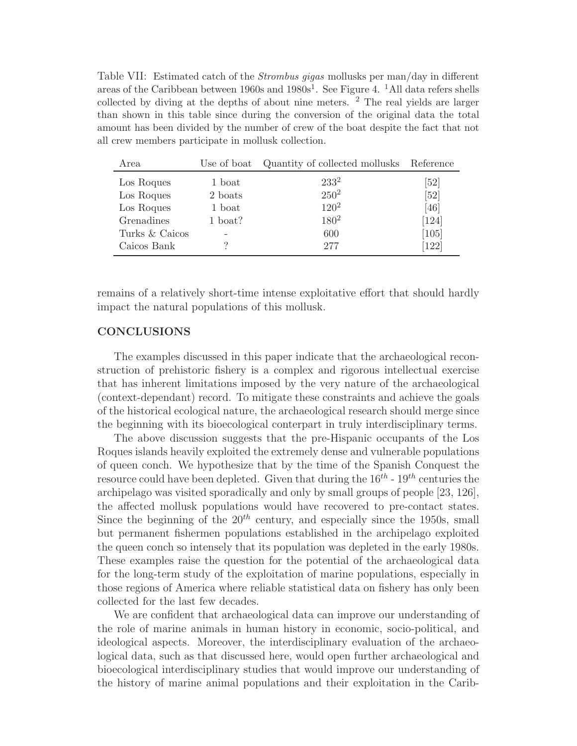Table VII: Estimated catch of the *Strombus gigas* mollusks per man/day in different areas of the Caribbean between 1960s and 1980s[1]. See Figure 4. [1]All data refers shells collected by diving at the depths of about nine meters. [2] The real yields are larger than shown in this table since during the conversion of the original data the total amount has been divided by the number of crew of the boat despite the fact that not all crew members participate in mollusk collection.

| Area | Use of boat | Quantity of collected mollusks | Reference |
|---|---|---|---|
| Los Roques | 1 boat | 233[2] | [52] |
| Los Roques | 2 boats | 250[2] | [52] |
| Los Roques | 1 boat | 120[2] | [46] |
| Grenadines | 1 boat? | 180[2] | [124] |
| Turks & Caicos | - | 600 | [105] |
| Caicos Bank | ? | 277 | [122] |

remains of a relatively short-time intense exploitative effort that should hardly impact the natural populations of this mollusk.

## CONCLUSIONS

The examples discussed in this paper indicate that the archaeological reconstruction of prehistoric fishery is a complex and rigorous intellectual exercise that has inherent limitations imposed by the very nature of the archaeological (context-dependant) record. To mitigate these constraints and achieve the goals of the historical ecological nature, the archaeological research should merge since the beginning with its bioecological conterpart in truly interdisciplinary terms.

The above discussion suggests that the pre-Hispanic occupants of the Los Roques islands heavily exploited the extremely dense and vulnerable populations of queen conch. We hypothesize that by the time of the Spanish Conquest the resource could have been depleted. Given that during the $16^{th}$ - $19^{th}$ centuries the archipelago was visited sporadically and only by small groups of people [23, 126], the affected mollusk populations would have recovered to pre-contact states. Since the beginning of the $20^{th}$ century, and especially since the 1950s, small but permanent fishermen populations established in the archipelago exploited the queen conch so intensely that its population was depleted in the early 1980s. These examples raise the question for the potential of the archaeological data for the long-term study of the exploitation of marine populations, especially in those regions of America where reliable statistical data on fishery has only been collected for the last few decades.

We are confident that archaeological data can improve our understanding of the role of marine animals in human history in economic, socio-political, and ideological aspects. Moreover, the interdisciplinary evaluation of the archaeological data, such as that discussed here, would open further archaeological and bioecological interdisciplinary studies that would improve our understanding of the history of marine animal populations and their exploitation in the Carib-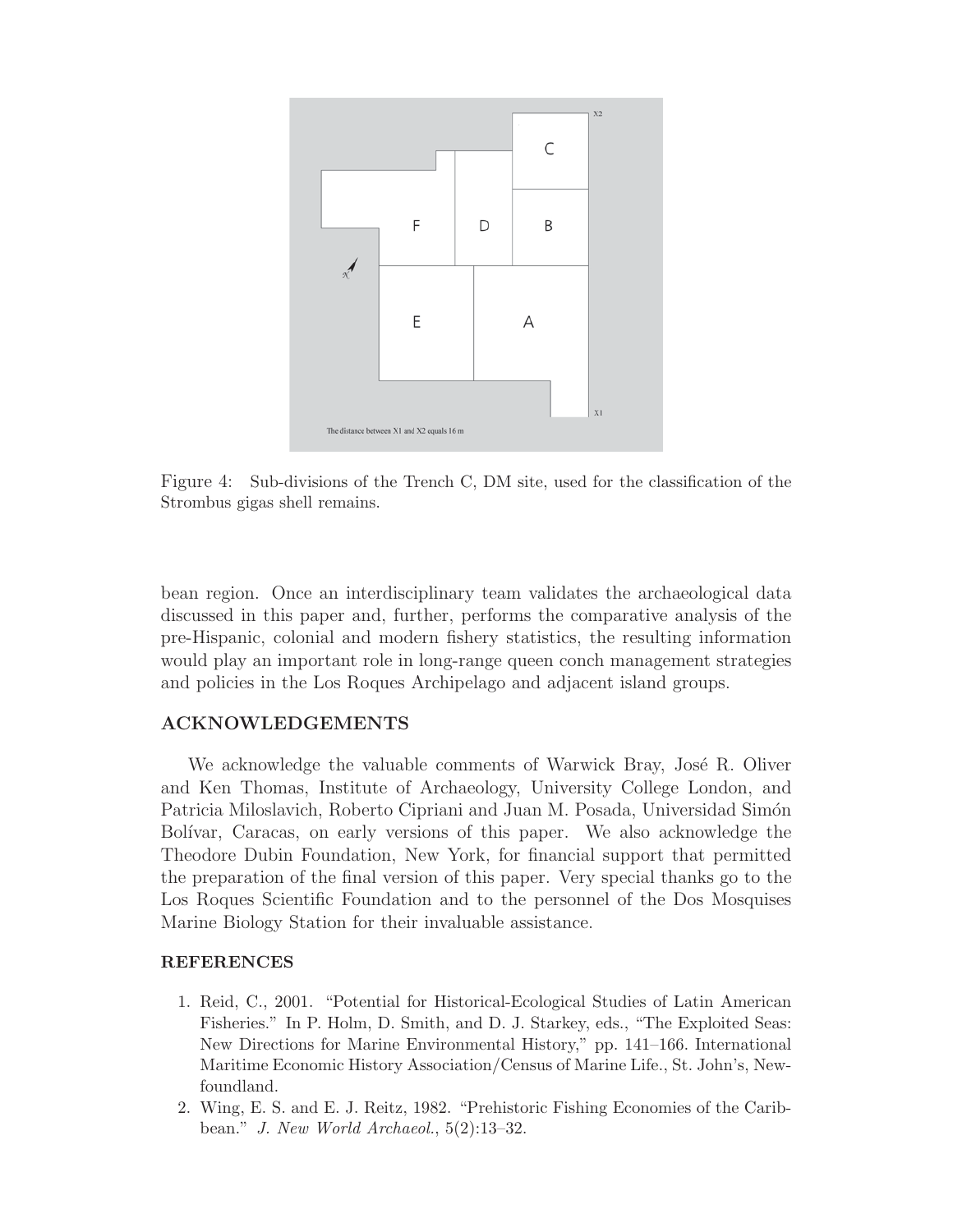Figure 4: Sub-divisions of the Trench C, DM site, used for the classification of the Strombus gigas shell remains.

bean region. Once an interdisciplinary team validates the archaeological data discussed in this paper and, further, performs the comparative analysis of the pre-Hispanic, colonial and modern fishery statistics, the resulting information would play an important role in long-range queen conch management strategies and policies in the Los Roques Archipelago and adjacent island groups.

## ACKNOWLEDGEMENTS

We acknowledge the valuable comments of Warwick Bray, José R. Oliver and Ken Thomas, Institute of Archaeology, University College London, and Patricia Miloslavich, Roberto Cipriani and Juan M. Posada, Universidad Simón Bolívar, Caracas, on early versions of this paper. We also acknowledge the Theodore Dubin Foundation, New York, for financial support that permitted the preparation of the final version of this paper. Very special thanks go to the Los Roques Scientific Foundation and to the personnel of the Dos Mosquises Marine Biology Station for their invaluable assistance.

## REFERENCES

1. Reid, C., 2001. "Potential for Historical-Ecological Studies of Latin American Fisheries." In P. Holm, D. Smith, and D. J. Starkey, eds., "The Exploited Seas: New Directions for Marine Environmental History," pp. 141–166. International Maritime Economic History Association/Census of Marine Life., St. John's, Newfoundland.
2. Wing, E. S. and E. J. Reitz, 1982. "Prehistoric Fishing Economies of the Caribbean." *J. New World Archaeol.*, 5(2):13–32.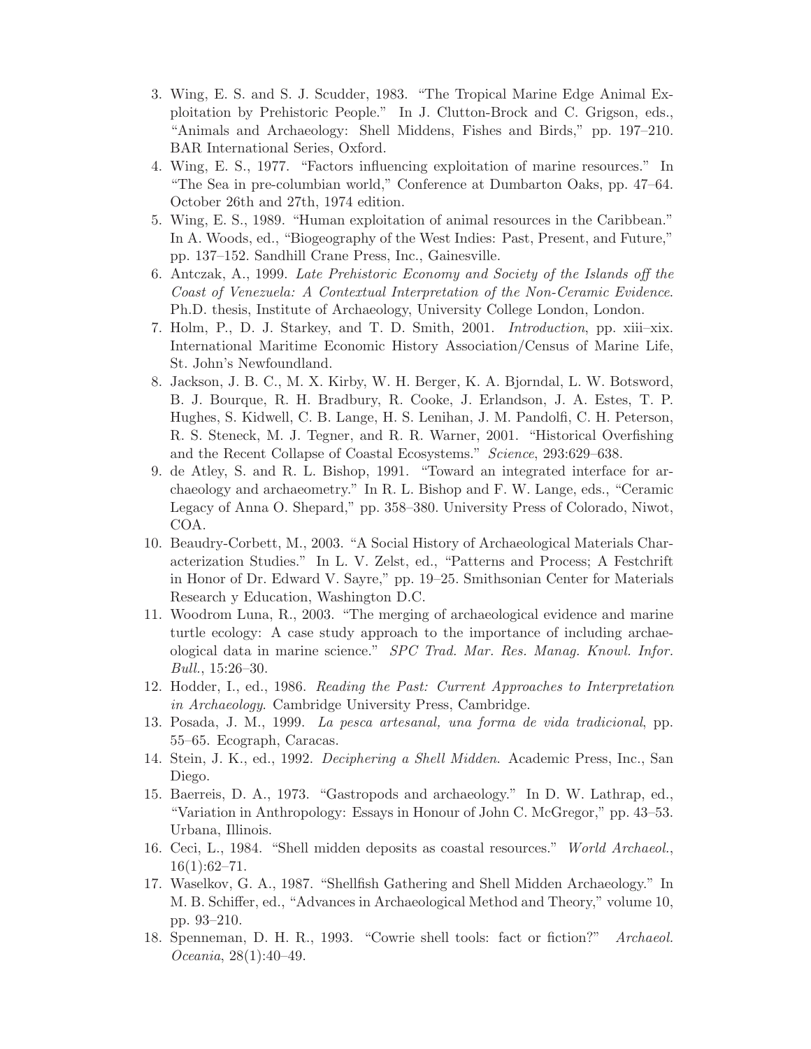3. Wing, E. S. and S. J. Scudder, 1983. "The Tropical Marine Edge Animal Exploitation by Prehistoric People." In J. Clutton-Brock and C. Grigson, eds., "Animals and Archaeology: Shell Middens, Fishes and Birds," pp. 197–210. BAR International Series, Oxford.
4. Wing, E. S., 1977. "Factors influencing exploitation of marine resources." In "The Sea in pre-columbian world," Conference at Dumbarton Oaks, pp. 47–64. October 26th and 27th, 1974 edition.
5. Wing, E. S., 1989. "Human exploitation of animal resources in the Caribbean." In A. Woods, ed., "Biogeography of the West Indies: Past, Present, and Future," pp. 137–152. Sandhill Crane Press, Inc., Gainesville.
6. Antczak, A., 1999. *Late Prehistoric Economy and Society of the Islands off the Coast of Venezuela: A Contextual Interpretation of the Non-Ceramic Evidence*. Ph.D. thesis, Institute of Archaeology, University College London, London.
7. Holm, P., D. J. Starkey, and T. D. Smith, 2001. *Introduction*, pp. xiii–xix. International Maritime Economic History Association/Census of Marine Life, St. John's Newfoundland.
8. Jackson, J. B. C., M. X. Kirby, W. H. Berger, K. A. Bjorndal, L. W. Botsword, B. J. Bourque, R. H. Bradbury, R. Cooke, J. Erlandson, J. A. Estes, T. P. Hughes, S. Kidwell, C. B. Lange, H. S. Lenihan, J. M. Pandolfi, C. H. Peterson, R. S. Steneck, M. J. Tegner, and R. R. Warner, 2001. "Historical Overfishing and the Recent Collapse of Coastal Ecosystems." *Science*, 293:629–638.
9. de Atley, S. and R. L. Bishop, 1991. "Toward an integrated interface for archaeology and archaeometry." In R. L. Bishop and F. W. Lange, eds., "Ceramic Legacy of Anna O. Shepard," pp. 358–380. University Press of Colorado, Niwot, COA.
10. Beaudry-Corbett, M., 2003. "A Social History of Archaeological Materials Characterization Studies." In L. V. Zelst, ed., "Patterns and Process; A Festchrift in Honor of Dr. Edward V. Sayre," pp. 19–25. Smithsonian Center for Materials Research y Education, Washington D.C.
11. Woodrom Luna, R., 2003. "The merging of archaeological evidence and marine turtle ecology: A case study approach to the importance of including archaeological data in marine science." *SPC Trad. Mar. Res. Manag. Knowl. Infor. Bull.*, 15:26–30.
12. Hodder, I., ed., 1986. *Reading the Past: Current Approaches to Interpretation in Archaeology*. Cambridge University Press, Cambridge.
13. Posada, J. M., 1999. *La pesca artesanal, una forma de vida tradicional*, pp. 55–65. Ecograph, Caracas.
14. Stein, J. K., ed., 1992. *Deciphering a Shell Midden*. Academic Press, Inc., San Diego.
15. Baerreis, D. A., 1973. "Gastropods and archaeology." In D. W. Lathrap, ed., "Variation in Anthropology: Essays in Honour of John C. McGregor," pp. 43–53. Urbana, Illinois.
16. Ceci, L., 1984. "Shell midden deposits as coastal resources." *World Archaeol.*, 16(1):62–71.
17. Waselkov, G. A., 1987. "Shellfish Gathering and Shell Midden Archaeology." In M. B. Schiffer, ed., "Advances in Archaeological Method and Theory," volume 10, pp. 93–210.
18. Spenneman, D. H. R., 1993. "Cowrie shell tools: fact or fiction?" *Archaeol. Oceania*, 28(1):40–49.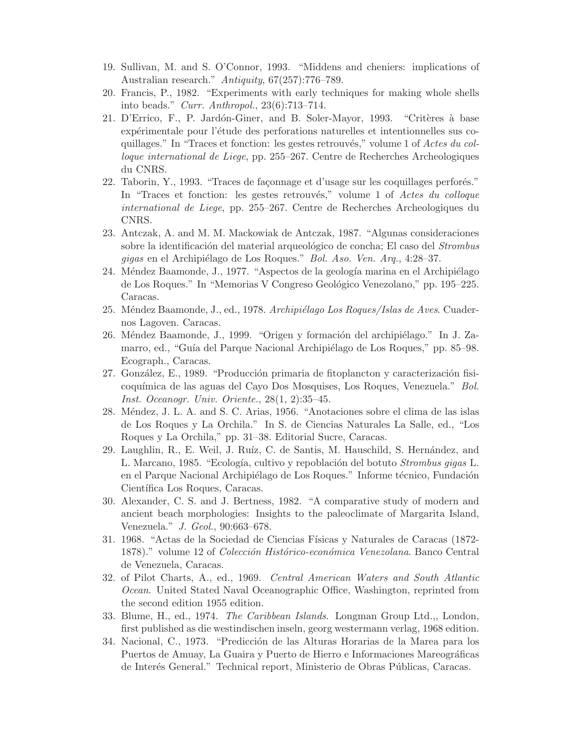19. Sullivan, M. and S. O'Connor, 1993. "Middens and cheniers: implications of Australian research." *Antiquity*, 67(257):776–789.
20. Francis, P., 1982. "Experiments with early techniques for making whole shells into beads." *Curr. Anthropol.*, 23(6):713–714.
21. D'Errico, F., P. Jardón-Giner, and B. Soler-Mayor, 1993. "Critères à base expérimentale pour l'étude des perforations naturelles et intentionnelles sus coquillages." In "Traces et fonction: les gestes retrouvés," volume 1 of *Actes du colloque international de Liege*, pp. 255–267. Centre de Recherches Archeologiques du CNRS.
22. Taborin, Y., 1993. "Traces de façonnage et d'usage sur les coquillages perforés." In "Traces et fonction: les gestes retrouvés," volume 1 of *Actes du colloque international de Liege*, pp. 255–267. Centre de Recherches Archeologiques du CNRS.
23. Antczak, A. and M. M. Mackowiak de Antczak, 1987. "Algunas consideraciones sobre la identificación del material arqueológico de concha; El caso del *Strombus gigas* en el Archipiélago de Los Roques." *Bol. Aso. Ven. Arq.*, 4:28–37.
24. Méndez Baamonde, J., 1977. "Aspectos de la geología marina en el Archipiélago de Los Roques." In "Memorias V Congreso Geológico Venezolano," pp. 195–225. Caracas.
25. Méndez Baamonde, J., ed., 1978. *Archipiélago Los Roques/Islas de Aves*. Cuadernos Lagoven. Caracas.
26. Méndez Baamonde, J., 1999. "Origen y formación del archipiélago." In J. Zamarro, ed., "Guía del Parque Nacional Archipiélago de Los Roques," pp. 85–98. Ecograph., Caracas.
27. González, E., 1989. "Producción primaria de fitoplancton y caracterización fisicoquímica de las aguas del Cayo Dos Mosquises, Los Roques, Venezuela." *Bol. Inst. Oceanogr. Univ. Oriente.*, 28(1, 2):35–45.
28. Méndez, J. L. A. and S. C. Arias, 1956. "Anotaciones sobre el clima de las islas de Los Roques y La Orchila." In S. de Ciencias Naturales La Salle, ed., "Los Roques y La Orchila," pp. 31–38. Editorial Sucre, Caracas.
29. Laughlin, R., E. Weil, J. Ruíz, C. de Santis, M. Hauschild, S. Hernández, and L. Marcano, 1985. "Ecología, cultivo y repoblación del botuto *Strombus gigas* L. en el Parque Nacional Archipiélago de Los Roques." Informe técnico, Fundación Científica Los Roques, Caracas.
30. Alexander, C. S. and J. Bertness, 1982. "A comparative study of modern and ancient beach morphologies: Insights to the paleoclimate of Margarita Island, Venezuela." *J. Geol.*, 90:663–678.
31. 1968. "Actas de la Sociedad de Ciencias Físicas y Naturales de Caracas (1872-1878)." volume 12 of *Colección Histórico-económica Venezolana*. Banco Central de Venezuela, Caracas.
32. of Pilot Charts, A., ed., 1969. *Central American Waters and South Atlantic Ocean*. United Stated Naval Oceanographic Office, Washington, reprinted from the second edition 1955 edition.
33. Blume, H., ed., 1974. *The Caribbean Islands*. Longman Group Ltd.,, London, first published as die westindischen inseln, georg westermann verlag, 1968 edition.
34. Nacional, C., 1973. "Predicción de las Alturas Horarias de la Marea para los Puertos de Amuay, La Guaira y Puerto de Hierro e Informaciones Mareográficas de Interés General." Technical report, Ministerio de Obras Públicas, Caracas.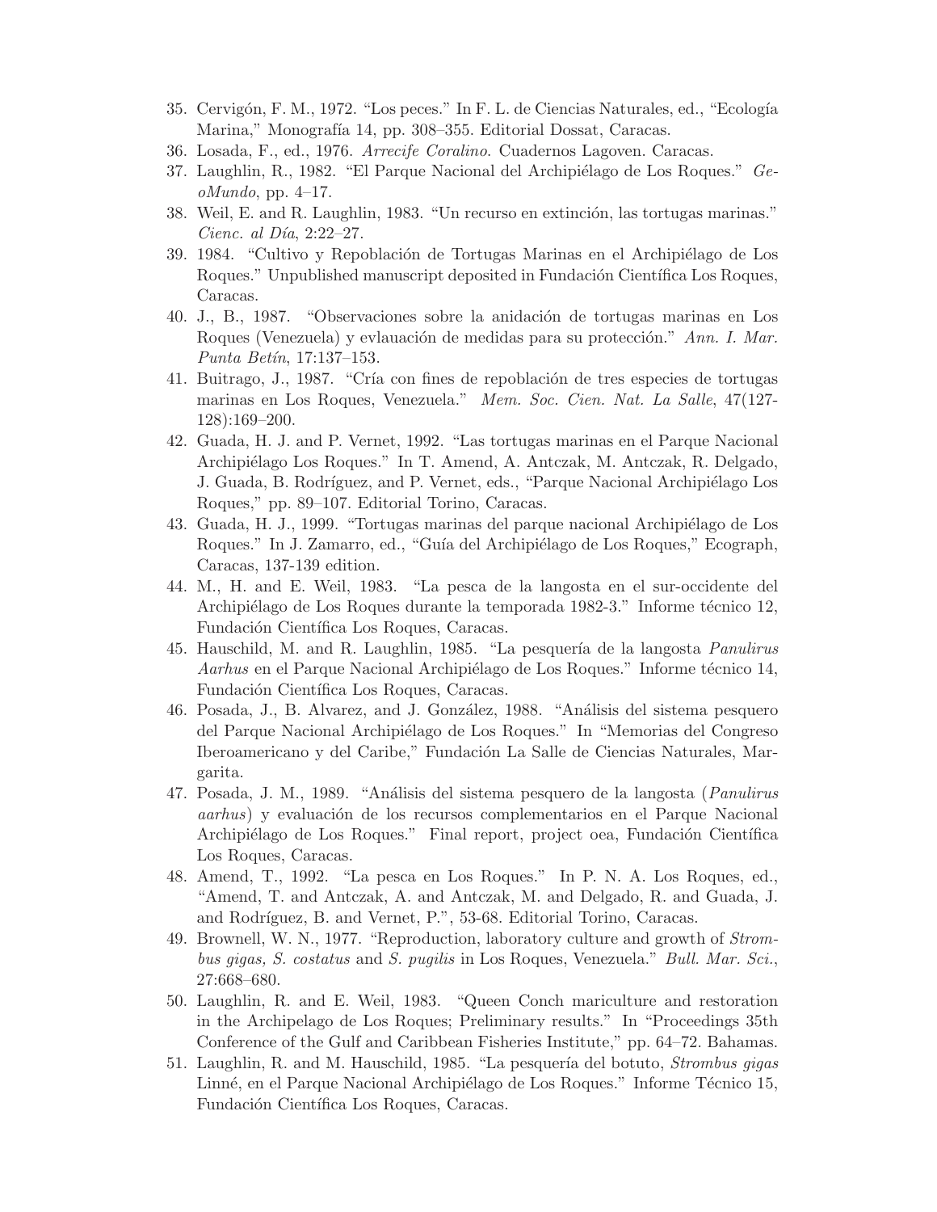35. Cervigón, F. M., 1972. "Los peces." In F. L. de Ciencias Naturales, ed., "Ecología Marina," Monografía 14, pp. 308–355. Editorial Dossat, Caracas.
36. Losada, F., ed., 1976. *Arrecife Coralino.* Cuadernos Lagoven. Caracas.
37. Laughlin, R., 1982. "El Parque Nacional del Archipiélago de Los Roques." *GeoMundo*, pp. 4–17.
38. Weil, E. and R. Laughlin, 1983. "Un recurso en extinción, las tortugas marinas." *Cienc. al Día*, 2:22–27.
39. 1984. "Cultivo y Repoblación de Tortugas Marinas en el Archipiélago de Los Roques." Unpublished manuscript deposited in Fundación Científica Los Roques, Caracas.
40. J., B., 1987. "Observaciones sobre la anidación de tortugas marinas en Los Roques (Venezuela) y evlauación de medidas para su protección." *Ann. I. Mar. Punta Betín*, 17:137–153.
41. Buitrago, J., 1987. "Cría con fines de repoblación de tres especies de tortugas marinas en Los Roques, Venezuela." *Mem. Soc. Cien. Nat. La Salle*, 47(127-128):169–200.
42. Guada, H. J. and P. Vernet, 1992. "Las tortugas marinas en el Parque Nacional Archipiélago Los Roques." In T. Amend, A. Antczak, M. Antczak, R. Delgado, J. Guada, B. Rodríguez, and P. Vernet, eds., "Parque Nacional Archipiélago Los Roques," pp. 89–107. Editorial Torino, Caracas.
43. Guada, H. J., 1999. "Tortugas marinas del parque nacional Archipiélago de Los Roques." In J. Zamarro, ed., "Guía del Archipiélago de Los Roques," Ecograph, Caracas, 137-139 edition.
44. M., H. and E. Weil, 1983. "La pesca de la langosta en el sur-occidente del Archipiélago de Los Roques durante la temporada 1982-3." Informe técnico 12, Fundación Científica Los Roques, Caracas.
45. Hauschild, M. and R. Laughlin, 1985. "La pesquería de la langosta *Panulirus Aarhus* en el Parque Nacional Archipiélago de Los Roques." Informe técnico 14, Fundación Científica Los Roques, Caracas.
46. Posada, J., B. Alvarez, and J. González, 1988. "Análisis del sistema pesquero del Parque Nacional Archipiélago de Los Roques." In "Memorias del Congreso Iberoamericano y del Caribe," Fundación La Salle de Ciencias Naturales, Margarita.
47. Posada, J. M., 1989. "Análisis del sistema pesquero de la langosta (*Panulirus aarhus*) y evaluación de los recursos complementarios en el Parque Nacional Archipiélago de Los Roques." Final report, project oea, Fundación Científica Los Roques, Caracas.
48. Amend, T., 1992. "La pesca en Los Roques." In P. N. A. Los Roques, ed., "Amend, T. and Antczak, A. and Antczak, M. and Delgado, R. and Guada, J. and Rodríguez, B. and Vernet, P.", 53-68. Editorial Torino, Caracas.
49. Brownell, W. N., 1977. "Reproduction, laboratory culture and growth of *Strombus gigas, S. costatus* and *S. pugilis* in Los Roques, Venezuela." *Bull. Mar. Sci.*, 27:668–680.
50. Laughlin, R. and E. Weil, 1983. "Queen Conch mariculture and restoration in the Archipelago de Los Roques; Preliminary results." In "Proceedings 35th Conference of the Gulf and Caribbean Fisheries Institute," pp. 64–72. Bahamas.
51. Laughlin, R. and M. Hauschild, 1985. "La pesquería del botuto, *Strombus gigas* Linné, en el Parque Nacional Archipiélago de Los Roques." Informe Técnico 15, Fundación Científica Los Roques, Caracas.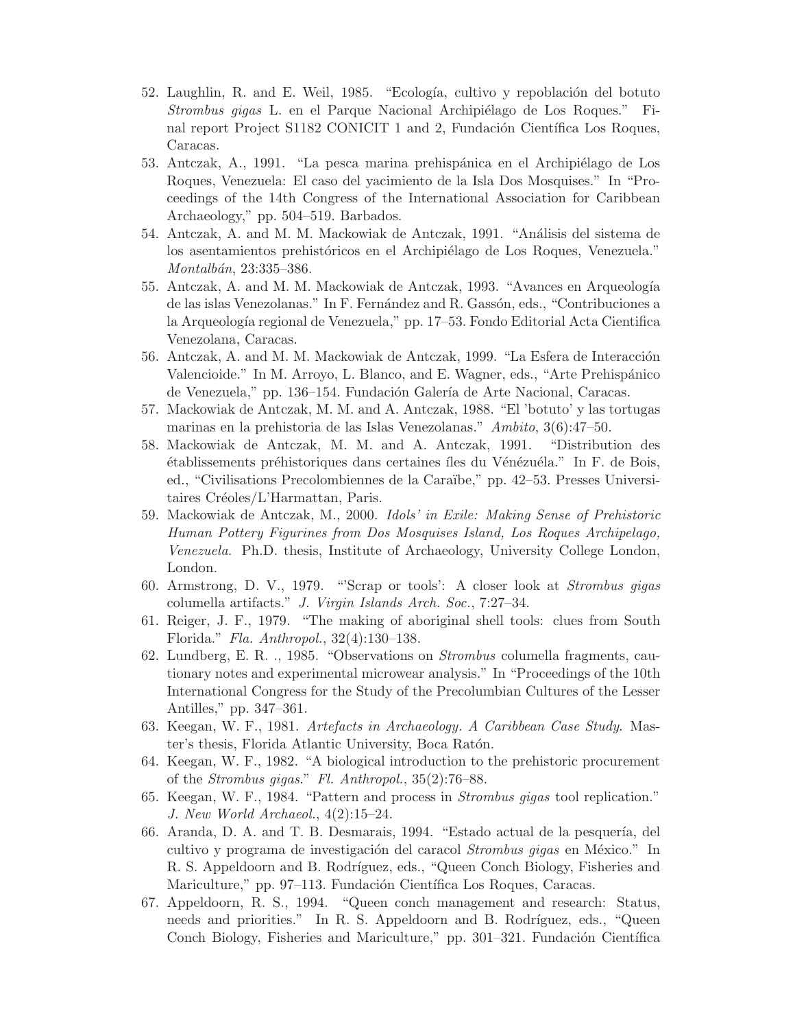52. Laughlin, R. and E. Weil, 1985. "Ecología, cultivo y repoblación del botuto *Strombus gigas* L. en el Parque Nacional Archipiélago de Los Roques." Final report Project S1182 CONICIT 1 and 2, Fundación Científica Los Roques, Caracas.
53. Antczak, A., 1991. "La pesca marina prehispánica en el Archipiélago de Los Roques, Venezuela: El caso del yacimiento de la Isla Dos Mosquises." In "Proceedings of the 14th Congress of the International Association for Caribbean Archaeology," pp. 504–519. Barbados.
54. Antczak, A. and M. M. Mackowiak de Antczak, 1991. "Análisis del sistema de los asentamientos prehistóricos en el Archipiélago de Los Roques, Venezuela." *Montalbán*, 23:335–386.
55. Antczak, A. and M. M. Mackowiak de Antczak, 1993. "Avances en Arqueología de las islas Venezolanas." In F. Fernández and R. Gassón, eds., "Contribuciones a la Arqueología regional de Venezuela," pp. 17–53. Fondo Editorial Acta Cientifica Venezolana, Caracas.
56. Antczak, A. and M. M. Mackowiak de Antczak, 1999. "La Esfera de Interacción Valencioide." In M. Arroyo, L. Blanco, and E. Wagner, eds., "Arte Prehispánico de Venezuela," pp. 136–154. Fundación Galería de Arte Nacional, Caracas.
57. Mackowiak de Antczak, M. M. and A. Antczak, 1988. "El 'botuto' y las tortugas marinas en la prehistoria de las Islas Venezolanas." *Ambito*, 3(6):47–50.
58. Mackowiak de Antczak, M. M. and A. Antczak, 1991. "Distribution des établissements préhistoriques dans certaines íles du Vénézuéla." In F. de Bois, ed., "Civilisations Precolombiennes de la Caraïbe," pp. 42–53. Presses Universitaires Créoles/L'Harmattan, Paris.
59. Mackowiak de Antczak, M., 2000. *Idols' in Exile: Making Sense of Prehistoric Human Pottery Figurines from Dos Mosquises Island, Los Roques Archipelago, Venezuela*. Ph.D. thesis, Institute of Archaeology, University College London, London.
60. Armstrong, D. V., 1979. "'Scrap or tools': A closer look at *Strombus gigas* columella artifacts." *J. Virgin Islands Arch. Soc.*, 7:27–34.
61. Reiger, J. F., 1979. "The making of aboriginal shell tools: clues from South Florida." *Fla. Anthropol.*, 32(4):130–138.
62. Lundberg, E. R. ., 1985. "Observations on *Strombus* columella fragments, cautionary notes and experimental microwear analysis." In "Proceedings of the 10th International Congress for the Study of the Precolumbian Cultures of the Lesser Antilles," pp. 347–361.
63. Keegan, W. F., 1981. *Artefacts in Archaeology. A Caribbean Case Study*. Master's thesis, Florida Atlantic University, Boca Ratón.
64. Keegan, W. F., 1982. "A biological introduction to the prehistoric procurement of the *Strombus gigas*." *Fl. Anthropol.*, 35(2):76–88.
65. Keegan, W. F., 1984. "Pattern and process in *Strombus gigas* tool replication." *J. New World Archaeol.*, 4(2):15–24.
66. Aranda, D. A. and T. B. Desmarais, 1994. "Estado actual de la pesquería, del cultivo y programa de investigación del caracol *Strombus gigas* en México." In R. S. Appeldoorn and B. Rodríguez, eds., "Queen Conch Biology, Fisheries and Mariculture," pp. 97–113. Fundación Científica Los Roques, Caracas.
67. Appeldoorn, R. S., 1994. "Queen conch management and research: Status, needs and priorities." In R. S. Appeldoorn and B. Rodríguez, eds., "Queen Conch Biology, Fisheries and Mariculture," pp. 301–321. Fundación Científica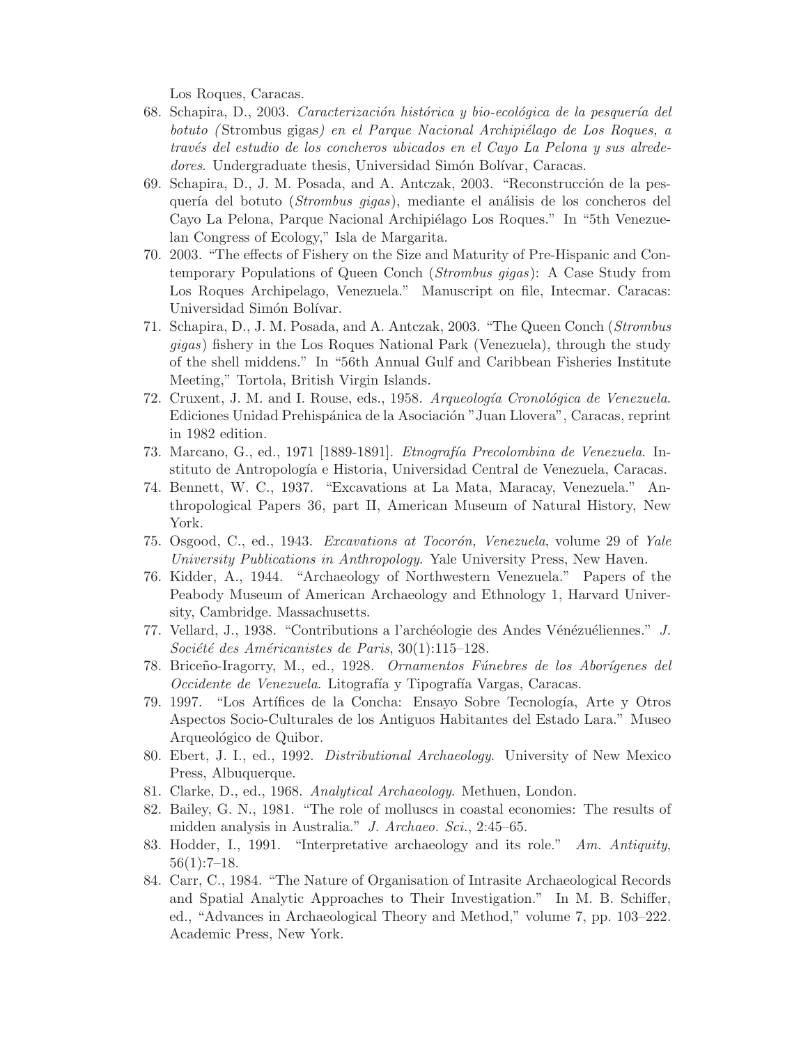Los Roques, Caracas.

68. Schapira, D., 2003. *Caracterización histórica y bio-ecológica de la pesquería del botuto (*Strombus gigas*) en el Parque Nacional Archipiélago de Los Roques, a través del estudio de los concheros ubicados en el Cayo La Pelona y sus alrededores*. Undergraduate thesis, Universidad Simón Bolívar, Caracas.
69. Schapira, D., J. M. Posada, and A. Antczak, 2003. "Reconstrucción de la pesquería del botuto (*Strombus gigas*), mediante el análisis de los concheros del Cayo La Pelona, Parque Nacional Archipiélago Los Roques." In "5th Venezuelan Congress of Ecology," Isla de Margarita.
70. 2003. "The effects of Fishery on the Size and Maturity of Pre-Hispanic and Contemporary Populations of Queen Conch (*Strombus gigas*): A Case Study from Los Roques Archipelago, Venezuela." Manuscript on file, Intecmar. Caracas: Universidad Simón Bolívar.
71. Schapira, D., J. M. Posada, and A. Antczak, 2003. "The Queen Conch (*Strombus gigas*) fishery in the Los Roques National Park (Venezuela), through the study of the shell middens." In "56th Annual Gulf and Caribbean Fisheries Institute Meeting," Tortola, British Virgin Islands.
72. Cruxent, J. M. and I. Rouse, eds., 1958. *Arqueología Cronológica de Venezuela*. Ediciones Unidad Prehispánica de la Asociación "Juan Llovera", Caracas, reprint in 1982 edition.
73. Marcano, G., ed., 1971 [1889-1891]. *Etnografía Precolombina de Venezuela*. Instituto de Antropología e Historia, Universidad Central de Venezuela, Caracas.
74. Bennett, W. C., 1937. "Excavations at La Mata, Maracay, Venezuela." Anthropological Papers 36, part II, American Museum of Natural History, New York.
75. Osgood, C., ed., 1943. *Excavations at Tocorón, Venezuela*, volume 29 of *Yale University Publications in Anthropology*. Yale University Press, New Haven.
76. Kidder, A., 1944. "Archaeology of Northwestern Venezuela." Papers of the Peabody Museum of American Archaeology and Ethnology 1, Harvard University, Cambridge. Massachusetts.
77. Vellard, J., 1938. "Contributions a l'archéologie des Andes Vénézuéliennes." *J. Société des Américanistes de Paris*, 30(1):115–128.
78. Briceño-Iragorry, M., ed., 1928. *Ornamentos Fúnebres de los Aborígenes del Occidente de Venezuela*. Litografía y Tipografía Vargas, Caracas.
79. 1997. "Los Artífices de la Concha: Ensayo Sobre Tecnología, Arte y Otros Aspectos Socio-Culturales de los Antiguos Habitantes del Estado Lara." Museo Arqueológico de Quibor.
80. Ebert, J. I., ed., 1992. *Distributional Archaeology*. University of New Mexico Press, Albuquerque.
81. Clarke, D., ed., 1968. *Analytical Archaeology*. Methuen, London.
82. Bailey, G. N., 1981. "The role of molluscs in coastal economies: The results of midden analysis in Australia." *J. Archaeo. Sci.*, 2:45–65.
83. Hodder, I., 1991. "Interpretative archaeology and its role." *Am. Antiquity*, 56(1):7–18.
84. Carr, C., 1984. "The Nature of Organisation of Intrasite Archaeological Records and Spatial Analytic Approaches to Their Investigation." In M. B. Schiffer, ed., "Advances in Archaeological Theory and Method," volume 7, pp. 103–222. Academic Press, New York.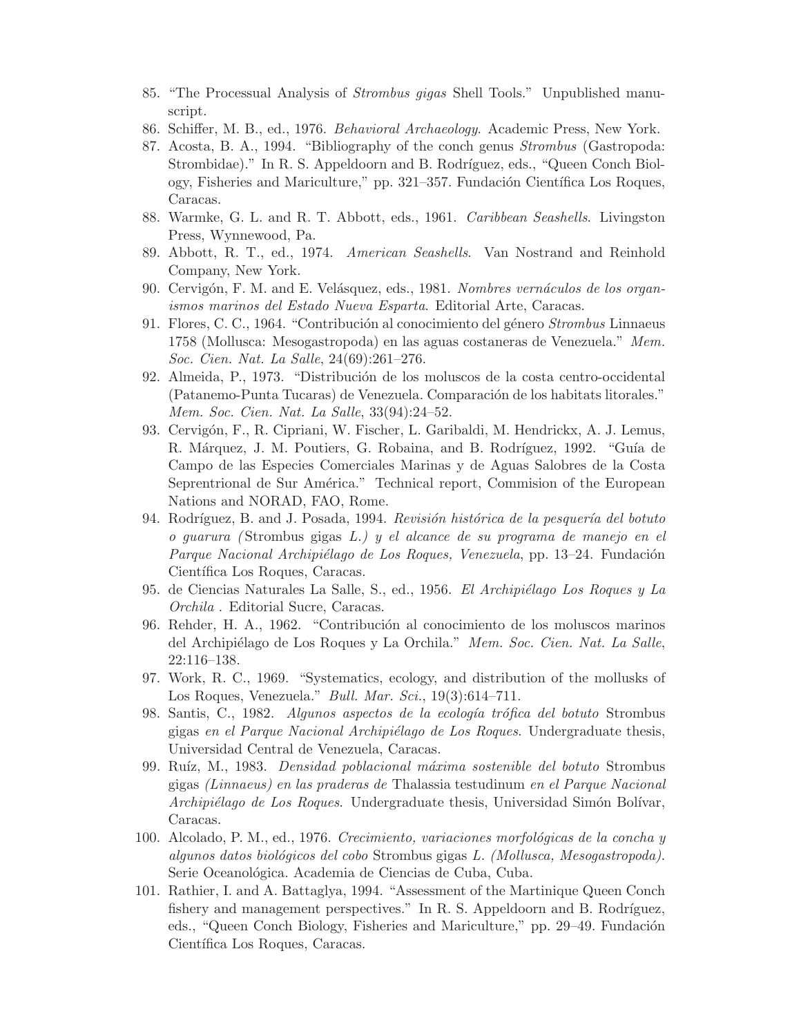85. "The Processual Analysis of *Strombus gigas* Shell Tools." Unpublished manuscript.
86. Schiffer, M. B., ed., 1976. *Behavioral Archaeology*. Academic Press, New York.
87. Acosta, B. A., 1994. "Bibliography of the conch genus *Strombus* (Gastropoda: Strombidae)." In R. S. Appeldoorn and B. Rodríguez, eds., "Queen Conch Biology, Fisheries and Mariculture," pp. 321–357. Fundación Científica Los Roques, Caracas.
88. Warmke, G. L. and R. T. Abbott, eds., 1961. *Caribbean Seashells*. Livingston Press, Wynnewood, Pa.
89. Abbott, R. T., ed., 1974. *American Seashells*. Van Nostrand and Reinhold Company, New York.
90. Cervigón, F. M. and E. Velásquez, eds., 1981. *Nombres vernáculos de los organismos marinos del Estado Nueva Esparta*. Editorial Arte, Caracas.
91. Flores, C. C., 1964. "Contribución al conocimiento del género *Strombus* Linnaeus 1758 (Mollusca: Mesogastropoda) en las aguas costaneras de Venezuela." *Mem. Soc. Cien. Nat. La Salle*, 24(69):261–276.
92. Almeida, P., 1973. "Distribución de los moluscos de la costa centro-occidental (Patanemo-Punta Tucaras) de Venezuela. Comparación de los habitats litorales." *Mem. Soc. Cien. Nat. La Salle*, 33(94):24–52.
93. Cervigón, F., R. Cipriani, W. Fischer, L. Garibaldi, M. Hendrickx, A. J. Lemus, R. Márquez, J. M. Poutiers, G. Robaina, and B. Rodríguez, 1992. "Guía de Campo de las Especies Comerciales Marinas y de Aguas Salobres de la Costa Seprentrional de Sur América." Technical report, Commision of the European Nations and NORAD, FAO, Rome.
94. Rodríguez, B. and J. Posada, 1994. *Revisión histórica de la pesquería del botuto o guarura (*Strombus gigas *L.) y el alcance de su programa de manejo en el Parque Nacional Archipiélago de Los Roques, Venezuela*, pp. 13–24. Fundación Científica Los Roques, Caracas.
95. de Ciencias Naturales La Salle, S., ed., 1956. *El Archipiélago Los Roques y La Orchila* . Editorial Sucre, Caracas.
96. Rehder, H. A., 1962. "Contribución al conocimiento de los moluscos marinos del Archipiélago de Los Roques y La Orchila." *Mem. Soc. Cien. Nat. La Salle*, 22:116–138.
97. Work, R. C., 1969. "Systematics, ecology, and distribution of the mollusks of Los Roques, Venezuela." *Bull. Mar. Sci.*, 19(3):614–711.
98. Santis, C., 1982. *Algunos aspectos de la ecología trófica del botuto* Strombus gigas *en el Parque Nacional Archipiélago de Los Roques*. Undergraduate thesis, Universidad Central de Venezuela, Caracas.
99. Ruíz, M., 1983. *Densidad poblacional máxima sostenible del botuto* Strombus gigas *(Linnaeus) en las praderas de* Thalassia testudinum *en el Parque Nacional Archipiélago de Los Roques*. Undergraduate thesis, Universidad Simón Bolívar, Caracas.
100. Alcolado, P. M., ed., 1976. *Crecimiento, variaciones morfológicas de la concha y algunos datos biológicos del cobo* Strombus gigas *L. (Mollusca, Mesogastropoda)*. Serie Oceanológica. Academia de Ciencias de Cuba, Cuba.
101. Rathier, I. and A. Battaglya, 1994. "Assessment of the Martinique Queen Conch fishery and management perspectives." In R. S. Appeldoorn and B. Rodríguez, eds., "Queen Conch Biology, Fisheries and Mariculture," pp. 29–49. Fundación Científica Los Roques, Caracas.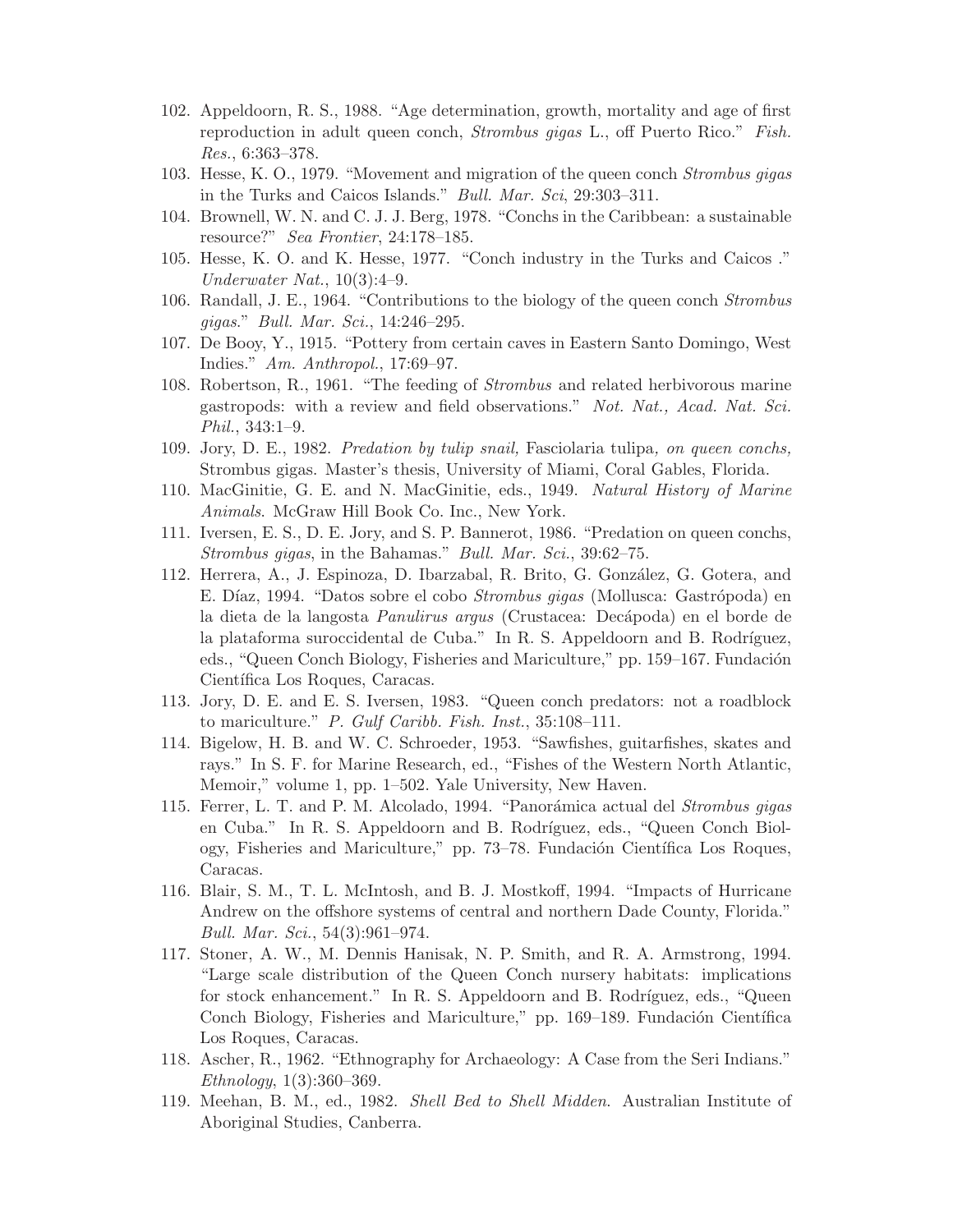102. Appeldoorn, R. S., 1988. "Age determination, growth, mortality and age of first reproduction in adult queen conch, *Strombus gigas* L., off Puerto Rico." *Fish. Res.*, 6:363–378.
103. Hesse, K. O., 1979. "Movement and migration of the queen conch *Strombus gigas* in the Turks and Caicos Islands." *Bull. Mar. Sci*, 29:303–311.
104. Brownell, W. N. and C. J. J. Berg, 1978. "Conchs in the Caribbean: a sustainable resource?" *Sea Frontier*, 24:178–185.
105. Hesse, K. O. and K. Hesse, 1977. "Conch industry in the Turks and Caicos ." *Underwater Nat.*, 10(3):4–9.
106. Randall, J. E., 1964. "Contributions to the biology of the queen conch *Strombus gigas*." *Bull. Mar. Sci.*, 14:246–295.
107. De Booy, Y., 1915. "Pottery from certain caves in Eastern Santo Domingo, West Indies." *Am. Anthropol.*, 17:69–97.
108. Robertson, R., 1961. "The feeding of *Strombus* and related herbivorous marine gastropods: with a review and field observations." *Not. Nat., Acad. Nat. Sci. Phil.*, 343:1–9.
109. Jory, D. E., 1982. *Predation by tulip snail,* Fasciolaria tulipa*, on queen conchs,* Strombus gigas. Master's thesis, University of Miami, Coral Gables, Florida.
110. MacGinitie, G. E. and N. MacGinitie, eds., 1949. *Natural History of Marine Animals*. McGraw Hill Book Co. Inc., New York.
111. Iversen, E. S., D. E. Jory, and S. P. Bannerot, 1986. "Predation on queen conchs, *Strombus gigas*, in the Bahamas." *Bull. Mar. Sci.*, 39:62–75.
112. Herrera, A., J. Espinoza, D. Ibarzabal, R. Brito, G. González, G. Gotera, and E. Díaz, 1994. "Datos sobre el cobo *Strombus gigas* (Mollusca: Gastrópoda) en la dieta de la langosta *Panulirus argus* (Crustacea: Decápoda) en el borde de la plataforma suroccidental de Cuba." In R. S. Appeldoorn and B. Rodríguez, eds., "Queen Conch Biology, Fisheries and Mariculture," pp. 159–167. Fundación Científica Los Roques, Caracas.
113. Jory, D. E. and E. S. Iversen, 1983. "Queen conch predators: not a roadblock to mariculture." *P. Gulf Caribb. Fish. Inst.*, 35:108–111.
114. Bigelow, H. B. and W. C. Schroeder, 1953. "Sawfishes, guitarfishes, skates and rays." In S. F. for Marine Research, ed., "Fishes of the Western North Atlantic, Memoir," volume 1, pp. 1–502. Yale University, New Haven.
115. Ferrer, L. T. and P. M. Alcolado, 1994. "Panorámica actual del *Strombus gigas* en Cuba." In R. S. Appeldoorn and B. Rodríguez, eds., "Queen Conch Biology, Fisheries and Mariculture," pp. 73–78. Fundación Científica Los Roques, Caracas.
116. Blair, S. M., T. L. McIntosh, and B. J. Mostkoff, 1994. "Impacts of Hurricane Andrew on the offshore systems of central and northern Dade County, Florida." *Bull. Mar. Sci.*, 54(3):961–974.
117. Stoner, A. W., M. Dennis Hanisak, N. P. Smith, and R. A. Armstrong, 1994. "Large scale distribution of the Queen Conch nursery habitats: implications for stock enhancement." In R. S. Appeldoorn and B. Rodríguez, eds., "Queen Conch Biology, Fisheries and Mariculture," pp. 169–189. Fundación Científica Los Roques, Caracas.
118. Ascher, R., 1962. "Ethnography for Archaeology: A Case from the Seri Indians." *Ethnology*, 1(3):360–369.
119. Meehan, B. M., ed., 1982. *Shell Bed to Shell Midden*. Australian Institute of Aboriginal Studies, Canberra.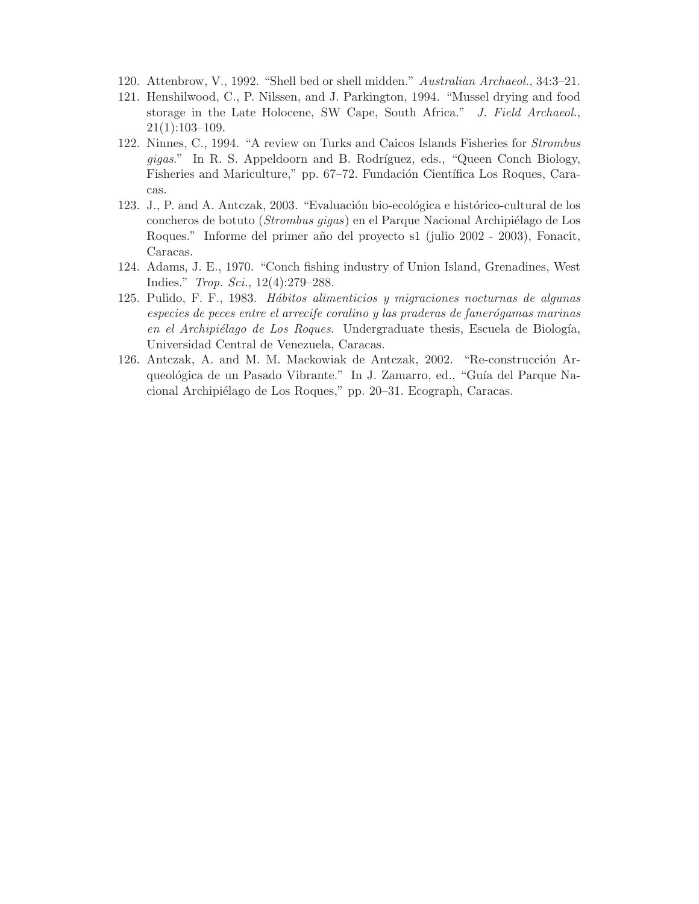120. Attenbrow, V., 1992. "Shell bed or shell midden." *Australian Archaeol.*, 34:3–21.
121. Henshilwood, C., P. Nilssen, and J. Parkington, 1994. "Mussel drying and food storage in the Late Holocene, SW Cape, South Africa." *J. Field Archaeol.*, 21(1):103–109.
122. Ninnes, C., 1994. "A review on Turks and Caicos Islands Fisheries for *Strombus gigas*." In R. S. Appeldoorn and B. Rodríguez, eds., "Queen Conch Biology, Fisheries and Mariculture," pp. 67–72. Fundación Científica Los Roques, Caracas.
123. J., P. and A. Antczak, 2003. "Evaluación bio-ecológica e histórico-cultural de los concheros de botuto (*Strombus gigas*) en el Parque Nacional Archipiélago de Los Roques." Informe del primer año del proyecto s1 (julio 2002 - 2003), Fonacit, Caracas.
124. Adams, J. E., 1970. "Conch fishing industry of Union Island, Grenadines, West Indies." *Trop. Sci.*, 12(4):279–288.
125. Pulido, F. F., 1983. *Hábitos alimenticios y migraciones nocturnas de algunas especies de peces entre el arrecife coralino y las praderas de fanerógamas marinas en el Archipiélago de Los Roques*. Undergraduate thesis, Escuela de Biología, Universidad Central de Venezuela, Caracas.
126. Antczak, A. and M. M. Mackowiak de Antczak, 2002. "Re-construcción Arqueológica de un Pasado Vibrante." In J. Zamarro, ed., "Guía del Parque Nacional Archipiélago de Los Roques," pp. 20–31. Ecograph, Caracas.